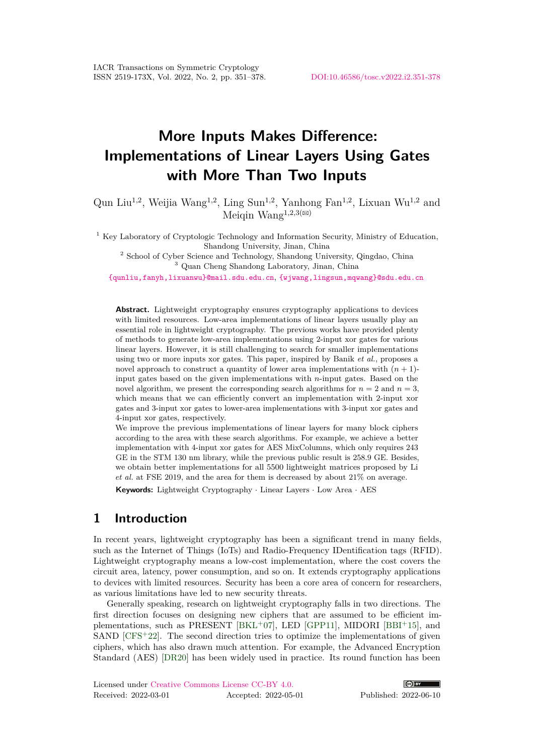# More Inputs Makes Difference: Implementations of Linear Layers Using Gates with More Than Two Inputs

Qun Liu[1,2], Weijia Wang[1,2], Ling Sun[1,2], Yanhong Fan[1,2], Lixuan Wu[1,2] and Meiqin Wang[1,2,3(✉)]

[1] Key Laboratory of Cryptologic Technology and Information Security, Ministry of Education, Shandong University, Jinan, China

[2] School of Cyber Science and Technology, Shandong University, Qingdao, China

[3] Quan Cheng Shandong Laboratory, Jinan, China

{qunliu,fanyh,lixuanwu}@mail.sdu.edu.cn, {wjwang,lingsun,mqwang}@sdu.edu.cn

**Abstract.** Lightweight cryptography ensures cryptography applications to devices with limited resources. Low-area implementations of linear layers usually play an essential role in lightweight cryptography. The previous works have provided plenty of methods to generate low-area implementations using 2-input xor gates for various linear layers. However, it is still challenging to search for smaller implementations using two or more inputs xor gates. This paper, inspired by Banik *et al.*, proposes a novel approach to construct a quantity of lower area implementations with $(n+1)$-input gates based on the given implementations with $n$-input gates. Based on the novel algorithm, we present the corresponding search algorithms for $n = 2$ and $n = 3$, which means that we can efficiently convert an implementation with 2-input xor gates and 3-input xor gates to lower-area implementations with 3-input xor gates and 4-input xor gates, respectively.

We improve the previous implementations of linear layers for many block ciphers according to the area with these search algorithms. For example, we achieve a better implementation with 4-input xor gates for AES MixColumns, which only requires 243 GE in the STM 130 nm library, while the previous public result is 258.9 GE. Besides, we obtain better implementations for all 5500 lightweight matrices proposed by Li *et al.* at FSE 2019, and the area for them is decreased by about 21% on average.

**Keywords:** Lightweight Cryptography · Linear Layers · Low Area · AES

## 1 Introduction

In recent years, lightweight cryptography has been a significant trend in many fields, such as the Internet of Things (IoTs) and Radio-Frequency IDentification tags (RFID). Lightweight cryptography means a low-cost implementation, where the cost covers the circuit area, latency, power consumption, and so on. It extends cryptography applications to devices with limited resources. Security has been a core area of concern for researchers, as various limitations have led to new security threats.

Generally speaking, research on lightweight cryptography falls in two directions. The first direction focuses on designing new ciphers that are assumed to be efficient implementations, such as PRESENT [BKL+07], LED [GPP11], MIDORI [BBI+15], and SAND [CFS+22]. The second direction tries to optimize the implementations of given ciphers, which has also drawn much attention. For example, the Advanced Encryption Standard (AES) [DR20] has been widely used in practice. Its round function has been

Licensed under Creative Commons License CC-BY 4.0.

Received: 2022-03-01 Accepted: 2022-05-01 Published: 2022-06-10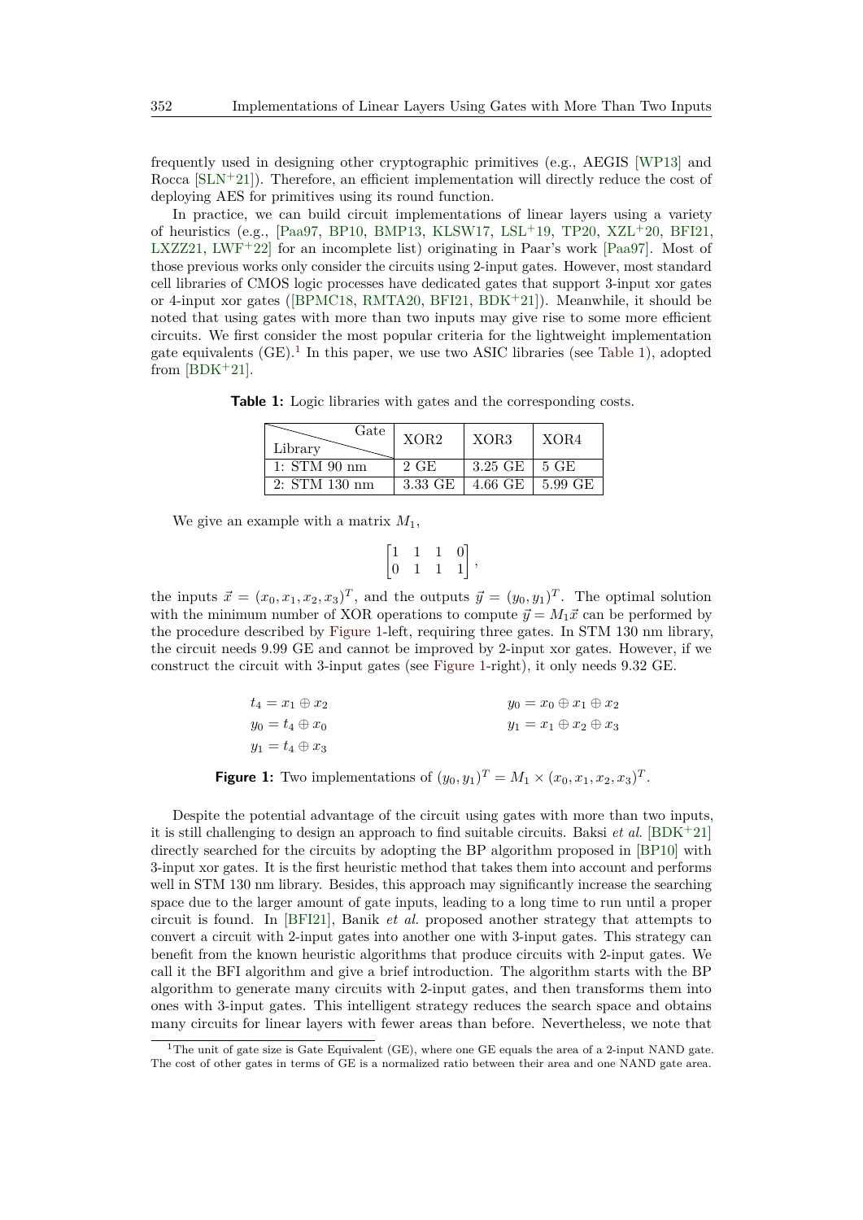frequently used in designing other cryptographic primitives (e.g., AEGIS [WP13] and Rocca [SLN+21]). Therefore, an efficient implementation will directly reduce the cost of deploying AES for primitives using its round function.

In practice, we can build circuit implementations of linear layers using a variety of heuristics (e.g., [Paa97, BP10, BMP13, KLSW17, LSL+19, TP20, XZL+20, BFI21, LXZZ21, LWF+22] for an incomplete list) originating in Paar's work [Paa97]. Most of those previous works only consider the circuits using 2-input gates. However, most standard cell libraries of CMOS logic processes have dedicated gates that support 3-input xor gates or 4-input xor gates ([BPMC18, RMTA20, BFI21, BDK+21]). Meanwhile, it should be noted that using gates with more than two inputs may give rise to some more efficient circuits. We first consider the most popular criteria for the lightweight implementation gate equivalents (GE).[1] In this paper, we use two ASIC libraries (see Table 1), adopted from [BDK+21].

**Table 1:** Logic libraries with gates and the corresponding costs.

| Library \ Gate | XOR2 | XOR3 | XOR4 |
|---|---|---|---|
| 1: STM 90 nm | 2 GE | 3.25 GE | 5 GE |
| 2: STM 130 nm | 3.33 GE | 4.66 GE | 5.99 GE |

We give an example with a matrix $M_1$,

$$\begin{bmatrix} 1 & 1 & 1 & 0 \\ 0 & 1 & 1 & 1 \end{bmatrix},$$

the inputs $\vec{x} = (x_0, x_1, x_2, x_3)^T$, and the outputs $\vec{y} = (y_0, y_1)^T$. The optimal solution with the minimum number of XOR operations to compute $\vec{y} = M_1\vec{x}$ can be performed by the procedure described by Figure 1-left, requiring three gates. In STM 130 nm library, the circuit needs 9.99 GE and cannot be improved by 2-input xor gates. However, if we construct the circuit with 3-input gates (see Figure 1-right), it only needs 9.32 GE.

$$\begin{aligned} t_4 &= x_1 \oplus x_2 \\ y_0 &= t_4 \oplus x_0 \\ y_1 &= t_4 \oplus x_3 \end{aligned} \qquad\qquad \begin{aligned} y_0 &= x_0 \oplus x_1 \oplus x_2 \\ y_1 &= x_1 \oplus x_2 \oplus x_3 \end{aligned}$$

**Figure 1:** Two implementations of $(y_0, y_1)^T = M_1 \times (x_0, x_1, x_2, x_3)^T$.

Despite the potential advantage of the circuit using gates with more than two inputs, it is still challenging to design an approach to find suitable circuits. Baksi *et al.* [BDK+21] directly searched for the circuits by adopting the BP algorithm proposed in [BP10] with 3-input xor gates. It is the first heuristic method that takes them into account and performs well in STM 130 nm library. Besides, this approach may significantly increase the searching space due to the larger amount of gate inputs, leading to a long time to run until a proper circuit is found. In [BFI21], Banik *et al.* proposed another strategy that attempts to convert a circuit with 2-input gates into another one with 3-input gates. This strategy can benefit from the known heuristic algorithms that produce circuits with 2-input gates. We call it the BFI algorithm and give a brief introduction. The algorithm starts with the BP algorithm to generate many circuits with 2-input gates, and then transforms them into ones with 3-input gates. This intelligent strategy reduces the search space and obtains many circuits for linear layers with fewer areas than before. Nevertheless, we note that

[1] The unit of gate size is Gate Equivalent (GE), where one GE equals the area of a 2-input NAND gate. The cost of other gates in terms of GE is a normalized ratio between their area and one NAND gate area.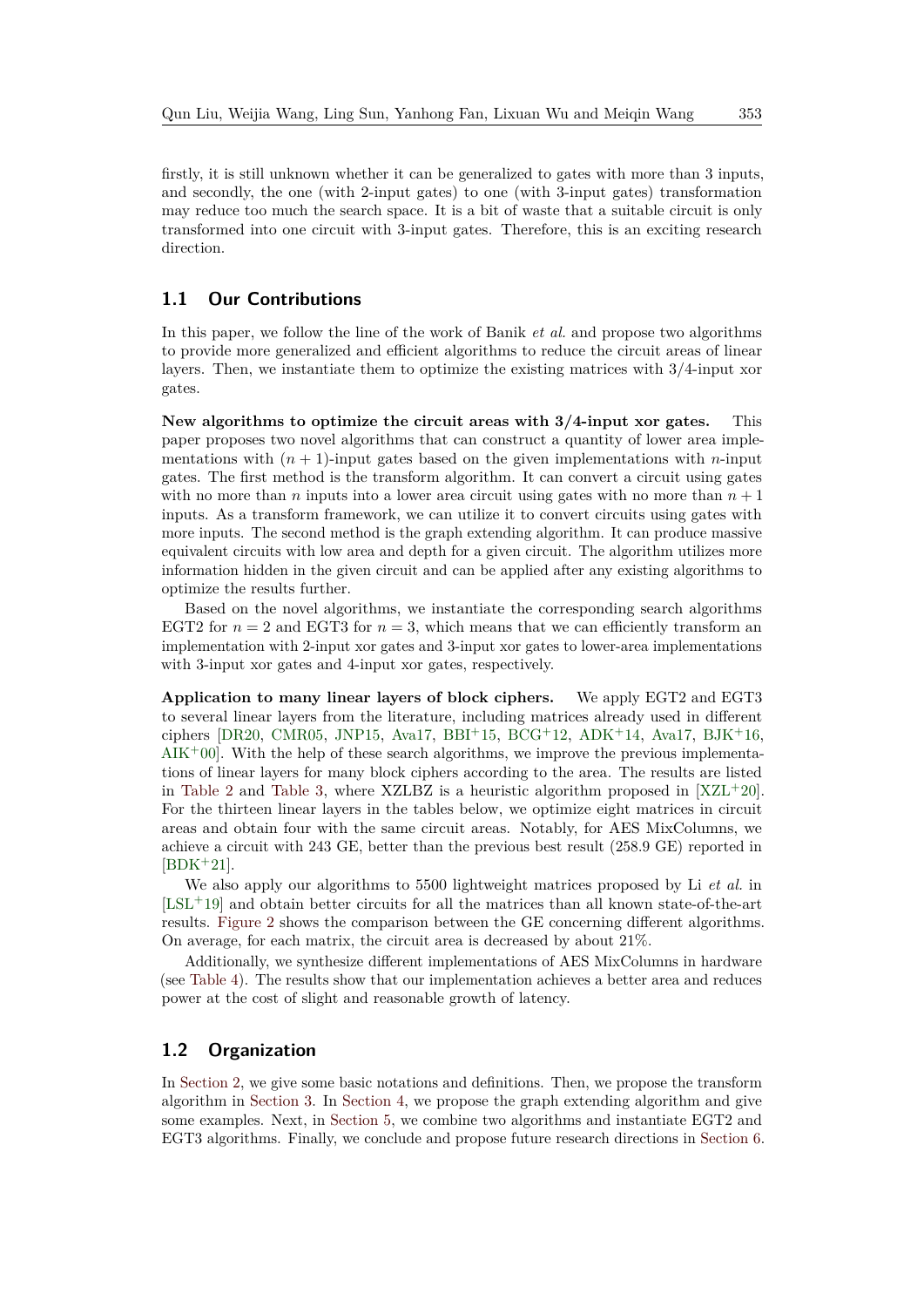firstly, it is still unknown whether it can be generalized to gates with more than 3 inputs, and secondly, the one (with 2-input gates) to one (with 3-input gates) transformation may reduce too much the search space. It is a bit of waste that a suitable circuit is only transformed into one circuit with 3-input gates. Therefore, this is an exciting research direction.

## 1.1 Our Contributions

In this paper, we follow the line of the work of Banik *et al.* and propose two algorithms to provide more generalized and efficient algorithms to reduce the circuit areas of linear layers. Then, we instantiate them to optimize the existing matrices with 3/4-input xor gates.

**New algorithms to optimize the circuit areas with 3/4-input xor gates.** This paper proposes two novel algorithms that can construct a quantity of lower area implementations with $(n+1)$-input gates based on the given implementations with $n$-input gates. The first method is the transform algorithm. It can convert a circuit using gates with no more than $n$ inputs into a lower area circuit using gates with no more than $n+1$ inputs. As a transform framework, we can utilize it to convert circuits using gates with more inputs. The second method is the graph extending algorithm. It can produce massive equivalent circuits with low area and depth for a given circuit. The algorithm utilizes more information hidden in the given circuit and can be applied after any existing algorithms to optimize the results further.

Based on the novel algorithms, we instantiate the corresponding search algorithms EGT2 for $n=2$ and EGT3 for $n=3$, which means that we can efficiently transform an implementation with 2-input xor gates and 3-input xor gates to lower-area implementations with 3-input xor gates and 4-input xor gates, respectively.

**Application to many linear layers of block ciphers.** We apply EGT2 and EGT3 to several linear layers from the literature, including matrices already used in different ciphers [DR20, CMR05, JNP15, Ava17, BBI+15, BCG+12, ADK+14, Ava17, BJK+16, AIK+00]. With the help of these search algorithms, we improve the previous implementations of linear layers for many block ciphers according to the area. The results are listed in Table 2 and Table 3, where XZLBZ is a heuristic algorithm proposed in [XZL+20]. For the thirteen linear layers in the tables below, we optimize eight matrices in circuit areas and obtain four with the same circuit areas. Notably, for AES MixColumns, we achieve a circuit with 243 GE, better than the previous best result (258.9 GE) reported in [BDK+21].

We also apply our algorithms to 5500 lightweight matrices proposed by Li *et al.* in [LSL+19] and obtain better circuits for all the matrices than all known state-of-the-art results. Figure 2 shows the comparison between the GE concerning different algorithms. On average, for each matrix, the circuit area is decreased by about 21%.

Additionally, we synthesize different implementations of AES MixColumns in hardware (see Table 4). The results show that our implementation achieves a better area and reduces power at the cost of slight and reasonable growth of latency.

## 1.2 Organization

In Section 2, we give some basic notations and definitions. Then, we propose the transform algorithm in Section 3. In Section 4, we propose the graph extending algorithm and give some examples. Next, in Section 5, we combine two algorithms and instantiate EGT2 and EGT3 algorithms. Finally, we conclude and propose future research directions in Section 6.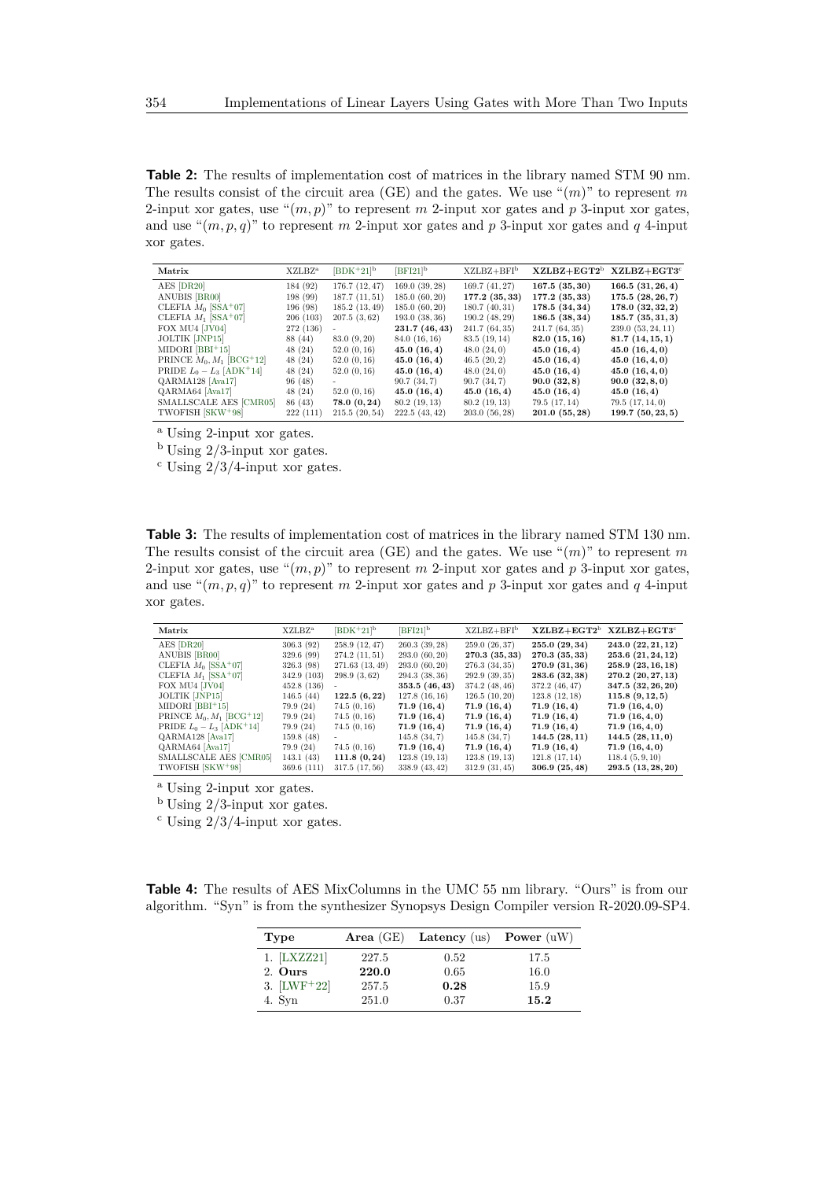**Table 2:** The results of implementation cost of matrices in the library named STM 90 nm. The results consist of the circuit area (GE) and the gates. We use "$(m)$" to represent $m$ 2-input xor gates, use "$(m, p)$" to represent $m$ 2-input xor gates and $p$ 3-input xor gates, and use "$(m, p, q)$" to represent $m$ 2-input xor gates and $p$ 3-input xor gates and $q$ 4-input xor gates.

| Matrix | XZLBZ[a] | [BDK+21][b] | [BFI21][b] | XZLBZ+BFI[b] | **XZLBZ+EGT2**[b] | **XZLBZ+EGT3**[c] |
|---|---|---|---|---|---|---|
| AES [DR20] | 184 (92) | 176.7 (12, 47) | 169.0 (39, 28) | 169.7 (41, 27) | **167.5 (35, 30)** | **166.5 (31, 26, 4)** |
| ANUBIS [BR00] | 198 (99) | 187.7 (11, 51) | 185.0 (60, 20) | **177.2 (35, 33)** | **177.2 (35, 33)** | **175.5 (28, 26, 7)** |
| CLEFIA $M_0$ [SSA+07] | 196 (98) | 185.2 (13, 49) | 185.0 (60, 20) | 180.7 (40, 31) | **178.5 (34, 34)** | **178.0 (32, 32, 2)** |
| CLEFIA $M_1$ [SSA+07] | 206 (103) | 207.5 (3, 62) | 193.0 (38, 36) | 190.2 (48, 29) | **186.5 (38, 34)** | **185.7 (35, 31, 3)** |
| FOX MU4 [JV04] | 272 (136) | - | **231.7 (46, 43)** | 241.7 (64, 35) | 241.7 (64, 35) | 239.0 (53, 24, 11) |
| JOLTIK [JNP15] | 88 (44) | 83.0 (9, 20) | 84.0 (16, 16) | 83.5 (19, 14) | **82.0 (15, 16)** | **81.7 (14, 15, 1)** |
| MIDORI [BBI+15] | 48 (24) | 52.0 (0, 16) | **45.0 (16, 4)** | 48.0 (24, 0) | **45.0 (16, 4)** | **45.0 (16, 4, 0)** |
| PRINCE $M_0, M_1$ [BCG+12] | 48 (24) | 52.0 (0, 16) | **45.0 (16, 4)** | 46.5 (20, 2) | **45.0 (16, 4)** | **45.0 (16, 4, 0)** |
| PRIDE $L_0 - L_3$ [ADK+14] | 48 (24) | 52.0 (0, 16) | **45.0 (16, 4)** | 48.0 (24, 0) | **45.0 (16, 4)** | **45.0 (16, 4, 0)** |
| QARMA128 [Ava17] | 96 (48) | - | 90.7 (34, 7) | 90.7 (34, 7) | **90.0 (32, 8)** | **90.0 (32, 8, 0)** |
| QARMA64 [Ava17] | 48 (24) | 52.0 (0, 16) | **45.0 (16, 4)** | **45.0 (16, 4)** | **45.0 (16, 4)** | **45.0 (16, 4)** |
| SMALLSCALE AES [CMR05] | 86 (43) | **78.0 (0, 24)** | 80.2 (19, 13) | 80.2 (19, 13) | 79.5 (17, 14) | 79.5 (17, 14, 0) |
| TWOFISH [SKW+98] | 222 (111) | 215.5 (20, 54) | 222.5 (43, 42) | 203.0 (56, 28) | **201.0 (55, 28)** | **199.7 (50, 23, 5)** |

[a] Using 2-input xor gates.

[b] Using 2/3-input xor gates.

[c] Using 2/3/4-input xor gates.

**Table 3:** The results of implementation cost of matrices in the library named STM 130 nm. The results consist of the circuit area (GE) and the gates. We use "$(m)$" to represent $m$ 2-input xor gates, use "$(m, p)$" to represent $m$ 2-input xor gates and $p$ 3-input xor gates, and use "$(m, p, q)$" to represent $m$ 2-input xor gates and $p$ 3-input xor gates and $q$ 4-input xor gates.

| Matrix | XZLBZ[a] | [BDK+21][b] | [BFI21][b] | XZLBZ+BFI[b] | **XZLBZ+EGT2**[b] | **XZLBZ+EGT3**[c] |
|---|---|---|---|---|---|---|
| AES [DR20] | 306.3 (92) | 258.9 (12, 47) | 260.3 (39, 28) | 259.0 (26, 37) | **255.0 (29, 34)** | **243.0 (22, 21, 12)** |
| ANUBIS [BR00] | 329.6 (99) | 274.2 (11, 51) | 293.0 (60, 20) | **270.3 (35, 33)** | **270.3 (35, 33)** | **253.6 (21, 24, 12)** |
| CLEFIA $M_0$ [SSA+07] | 326.3 (98) | 271.63 (13, 49) | 293.0 (60, 20) | 276.3 (34, 35) | **270.9 (31, 36)** | **258.9 (23, 16, 18)** |
| CLEFIA $M_1$ [SSA+07] | 342.9 (103) | 298.9 (3, 62) | 294.3 (38, 36) | 292.9 (39, 35) | **283.6 (32, 38)** | **270.2 (20, 27, 13)** |
| FOX MU4 [JV04] | 452.8 (136) | - | **353.5 (46, 43)** | 374.2 (48, 46) | 372.2 (46, 47) | **347.5 (32, 26, 20)** |
| JOLTIK [JNP15] | 146.5 (44) | **122.5 (6, 22)** | 127.8 (16, 16) | 126.5 (10, 20) | 123.8 (12, 18) | **115.8 (9, 12, 5)** |
| MIDORI [BBI+15] | 79.9 (24) | 74.5 (0, 16) | **71.9 (16, 4)** | **71.9 (16, 4)** | **71.9 (16, 4)** | **71.9 (16, 4, 0)** |
| PRINCE $M_0, M_1$ [BCG+12] | 79.9 (24) | 74.5 (0, 16) | **71.9 (16, 4)** | **71.9 (16, 4)** | **71.9 (16, 4)** | **71.9 (16, 4, 0)** |
| PRIDE $L_0 - L_3$ [ADK+14] | 79.9 (24) | 74.5 (0, 16) | **71.9 (16, 4)** | **71.9 (16, 4)** | **71.9 (16, 4)** | **71.9 (16, 4, 0)** |
| QARMA128 [Ava17] | 159.8 (48) | - | 145.8 (34, 7) | 145.8 (34, 7) | **144.5 (28, 11)** | **144.5 (28, 11, 0)** |
| QARMA64 [Ava17] | 79.9 (24) | 74.5 (0, 16) | **71.9 (16, 4)** | **71.9 (16, 4)** | **71.9 (16, 4)** | **71.9 (16, 4, 0)** |
| SMALLSCALE AES [CMR05] | 143.1 (43) | **111.8 (0, 24)** | 123.8 (19, 13) | 123.8 (19, 13) | 121.8 (17, 14) | 118.4 (5, 9, 10) |
| TWOFISH [SKW+98] | 369.6 (111) | 317.5 (17, 56) | 338.9 (43, 42) | 312.9 (31, 45) | **306.9 (25, 48)** | **293.5 (13, 28, 20)** |

[a] Using 2-input xor gates.

[b] Using 2/3-input xor gates.

[c] Using 2/3/4-input xor gates.

**Table 4:** The results of AES MixColumns in the UMC 55 nm library. "Ours" is from our algorithm. "Syn" is from the synthesizer Synopsys Design Compiler version R-2020.09-SP4.

| **Type** | **Area** (GE) | **Latency** (us) | **Power** (uW) |
|---|---|---|---|
| 1. [LXZZ21] | 227.5 | 0.52 | 17.5 |
| 2. **Ours** | **220.0** | 0.65 | 16.0 |
| 3. [LWF+22] | 257.5 | **0.28** | 15.9 |
| 4. Syn | 251.0 | 0.37 | **15.2** |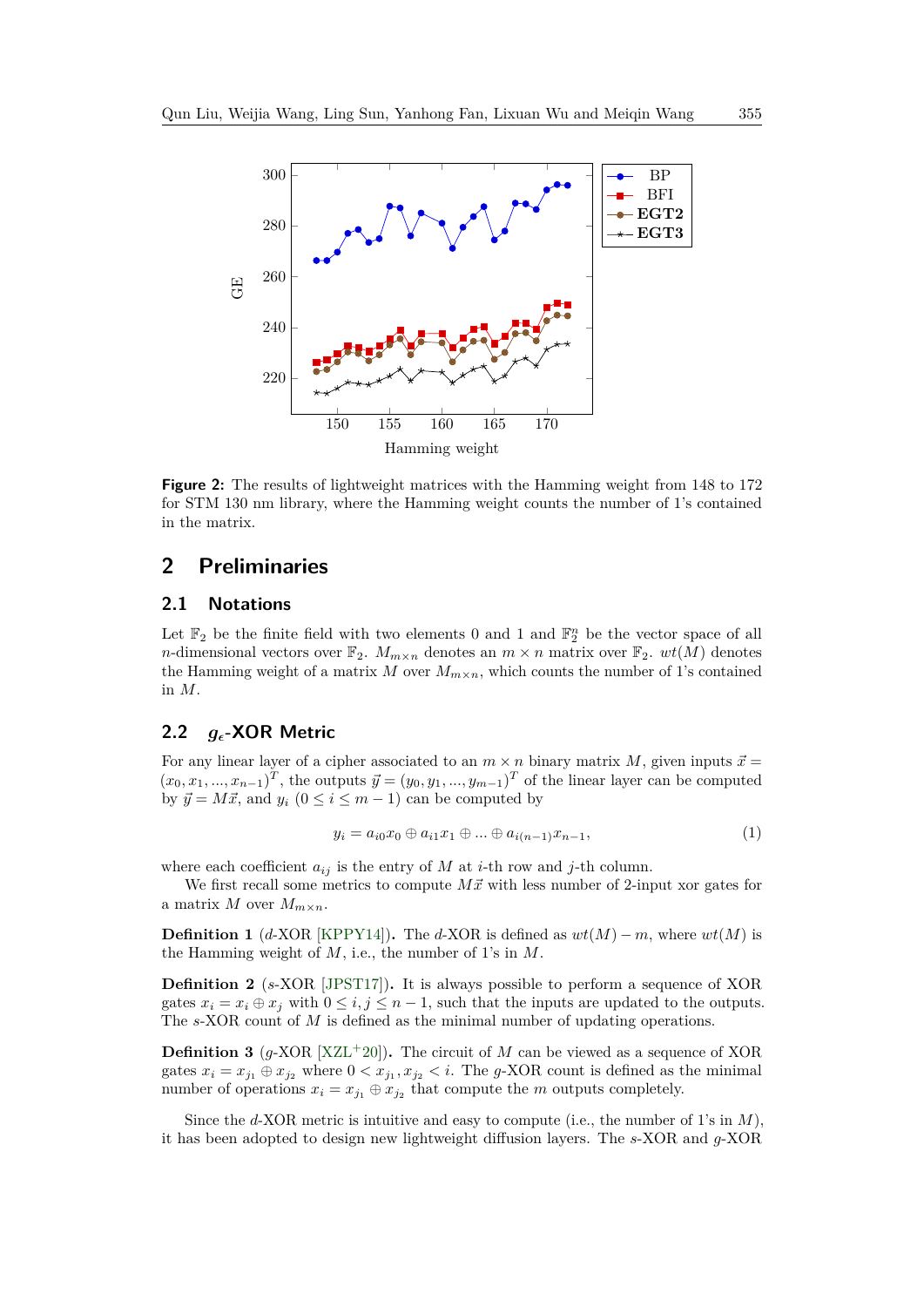**Figure 2:** The results of lightweight matrices with the Hamming weight from 148 to 172 for STM 130 nm library, where the Hamming weight counts the number of 1's contained in the matrix.

## 2 Preliminaries

### 2.1 Notations

Let $\mathbb{F}_2$ be the finite field with two elements 0 and 1 and $\mathbb{F}_2^n$ be the vector space of all $n$-dimensional vectors over $\mathbb{F}_2$. $M_{m\times n}$ denotes an $m \times n$ matrix over $\mathbb{F}_2$. $wt(M)$ denotes the Hamming weight of a matrix $M$ over $M_{m\times n}$, which counts the number of 1's contained in $M$.

### 2.2 $g_\epsilon$-XOR Metric

For any linear layer of a cipher associated to an $m \times n$ binary matrix $M$, given inputs $\vec{x} = (x_0, x_1, ..., x_{n-1})^T$, the outputs $\vec{y} = (y_0, y_1, ..., y_{m-1})^T$ of the linear layer can be computed by $\vec{y} = M\vec{x}$, and $y_i$ $(0 \le i \le m-1)$ can be computed by

$$y_i = a_{i0}x_0 \oplus a_{i1}x_1 \oplus ... \oplus a_{i(n-1)}x_{n-1}, \tag{1}$$

where each coefficient $a_{ij}$ is the entry of $M$ at $i$-th row and $j$-th column.

We first recall some metrics to compute $M\vec{x}$ with less number of 2-input xor gates for a matrix $M$ over $M_{m\times n}$.

**Definition 1** ($d$-XOR [KPPY14]). The $d$-XOR is defined as $wt(M) - m$, where $wt(M)$ is the Hamming weight of $M$, i.e., the number of 1's in $M$.

**Definition 2** ($s$-XOR [JPST17]). It is always possible to perform a sequence of XOR gates $x_i = x_i \oplus x_j$ with $0 \le i, j \le n-1$, such that the inputs are updated to the outputs. The $s$-XOR count of $M$ is defined as the minimal number of updating operations.

**Definition 3** ($g$-XOR [XZL+20]). The circuit of $M$ can be viewed as a sequence of XOR gates $x_i = x_{j_1} \oplus x_{j_2}$ where $0 < x_{j_1}, x_{j_2} < i$. The $g$-XOR count is defined as the minimal number of operations $x_i = x_{j_1} \oplus x_{j_2}$ that compute the $m$ outputs completely.

Since the $d$-XOR metric is intuitive and easy to compute (i.e., the number of 1's in $M$), it has been adopted to design new lightweight diffusion layers. The $s$-XOR and $g$-XOR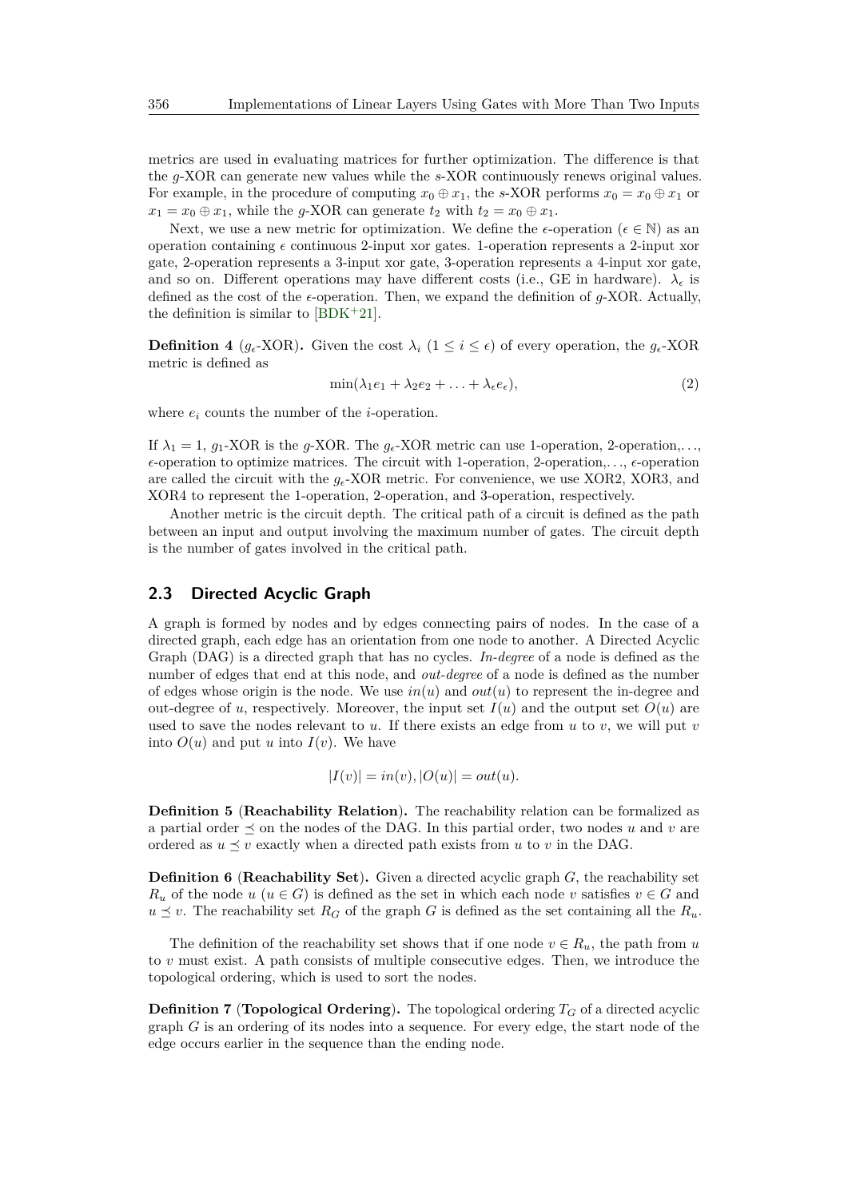metrics are used in evaluating matrices for further optimization. The difference is that the $g$-XOR can generate new values while the $s$-XOR continuously renews original values. For example, in the procedure of computing $x_0 \oplus x_1$, the $s$-XOR performs $x_0 = x_0 \oplus x_1$ or $x_1 = x_0 \oplus x_1$, while the $g$-XOR can generate $t_2$ with $t_2 = x_0 \oplus x_1$.

Next, we use a new metric for optimization. We define the $\epsilon$-operation ($\epsilon \in \mathbb{N}$) as an operation containing $\epsilon$ continuous 2-input xor gates. 1-operation represents a 2-input xor gate, 2-operation represents a 3-input xor gate, 3-operation represents a 4-input xor gate, and so on. Different operations may have different costs (i.e., GE in hardware). $\lambda_\epsilon$ is defined as the cost of the $\epsilon$-operation. Then, we expand the definition of $g$-XOR. Actually, the definition is similar to [BDK+21].

**Definition 4** ($g_\epsilon$-XOR)**.** Given the cost $\lambda_i$ ($1 \leq i \leq \epsilon$) of every operation, the $g_\epsilon$-XOR metric is defined as

$$\min(\lambda_1 e_1 + \lambda_2 e_2 + \ldots + \lambda_\epsilon e_\epsilon), \tag{2}$$

where $e_i$ counts the number of the $i$-operation.

If $\lambda_1 = 1$, $g_1$-XOR is the $g$-XOR. The $g_\epsilon$-XOR metric can use 1-operation, 2-operation,..., $\epsilon$-operation to optimize matrices. The circuit with 1-operation, 2-operation,..., $\epsilon$-operation are called the circuit with the $g_\epsilon$-XOR metric. For convenience, we use XOR2, XOR3, and XOR4 to represent the 1-operation, 2-operation, and 3-operation, respectively.

Another metric is the circuit depth. The critical path of a circuit is defined as the path between an input and output involving the maximum number of gates. The circuit depth is the number of gates involved in the critical path.

## 2.3 Directed Acyclic Graph

A graph is formed by nodes and by edges connecting pairs of nodes. In the case of a directed graph, each edge has an orientation from one node to another. A Directed Acyclic Graph (DAG) is a directed graph that has no cycles. *In-degree* of a node is defined as the number of edges that end at this node, and *out-degree* of a node is defined as the number of edges whose origin is the node. We use $in(u)$ and $out(u)$ to represent the in-degree and out-degree of $u$, respectively. Moreover, the input set $I(u)$ and the output set $O(u)$ are used to save the nodes relevant to $u$. If there exists an edge from $u$ to $v$, we will put $v$ into $O(u)$ and put $u$ into $I(v)$. We have

$$|I(v)| = in(v), |O(u)| = out(u).$$

**Definition 5** (**Reachability Relation**)**.** The reachability relation can be formalized as a partial order $\preceq$ on the nodes of the DAG. In this partial order, two nodes $u$ and $v$ are ordered as $u \preceq v$ exactly when a directed path exists from $u$ to $v$ in the DAG.

**Definition 6** (**Reachability Set**)**.** Given a directed acyclic graph $G$, the reachability set $R_u$ of the node $u$ ($u \in G$) is defined as the set in which each node $v$ satisfies $v \in G$ and $u \preceq v$. The reachability set $R_G$ of the graph $G$ is defined as the set containing all the $R_u$.

The definition of the reachability set shows that if one node $v \in R_u$, the path from $u$ to $v$ must exist. A path consists of multiple consecutive edges. Then, we introduce the topological ordering, which is used to sort the nodes.

**Definition 7** (**Topological Ordering**)**.** The topological ordering $T_G$ of a directed acyclic graph $G$ is an ordering of its nodes into a sequence. For every edge, the start node of the edge occurs earlier in the sequence than the ending node.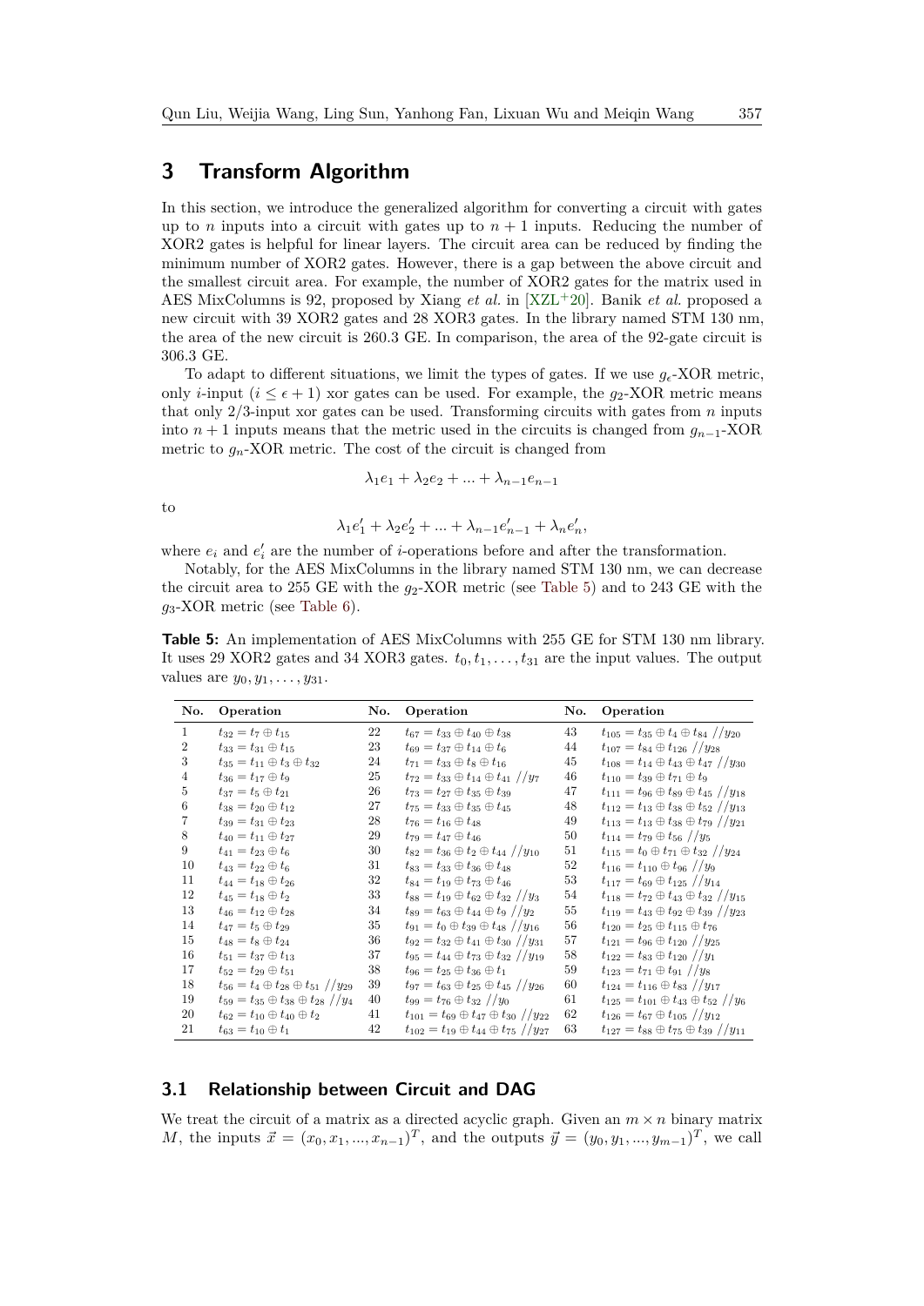## 3 Transform Algorithm

In this section, we introduce the generalized algorithm for converting a circuit with gates up to $n$ inputs into a circuit with gates up to $n+1$ inputs. Reducing the number of XOR2 gates is helpful for linear layers. The circuit area can be reduced by finding the minimum number of XOR2 gates. However, there is a gap between the above circuit and the smallest circuit area. For example, the number of XOR2 gates for the matrix used in AES MixColumns is 92, proposed by Xiang *et al.* in [XZL+20]. Banik *et al.* proposed a new circuit with 39 XOR2 gates and 28 XOR3 gates. In the library named STM 130 nm, the area of the new circuit is 260.3 GE. In comparison, the area of the 92-gate circuit is 306.3 GE.

To adapt to different situations, we limit the types of gates. If we use $g_\epsilon$-XOR metric, only $i$-input ($i \leq \epsilon + 1$) xor gates can be used. For example, the $g_2$-XOR metric means that only 2/3-input xor gates can be used. Transforming circuits with gates from $n$ inputs into $n+1$ inputs means that the metric used in the circuits is changed from $g_{n-1}$-XOR metric to $g_n$-XOR metric. The cost of the circuit is changed from

$$\lambda_1 e_1 + \lambda_2 e_2 + ... + \lambda_{n-1} e_{n-1}$$

to

$$\lambda_1 e_1' + \lambda_2 e_2' + ... + \lambda_{n-1} e_{n-1}' + \lambda_n e_n',$$

where $e_i$ and $e_i'$ are the number of $i$-operations before and after the transformation.

Notably, for the AES MixColumns in the library named STM 130 nm, we can decrease the circuit area to 255 GE with the $g_2$-XOR metric (see Table 5) and to 243 GE with the $g_3$-XOR metric (see Table 6).

**Table 5:** An implementation of AES MixColumns with 255 GE for STM 130 nm library. It uses 29 XOR2 gates and 34 XOR3 gates. $t_0, t_1, \ldots, t_{31}$ are the input values. The output values are $y_0, y_1, \ldots, y_{31}$.

| No. | Operation | No. | Operation | No. | Operation |
|---|---|---|---|---|---|
| 1 | $t_{32} = t_7 \oplus t_{15}$ | 22 | $t_{67} = t_{33} \oplus t_{40} \oplus t_{38}$ | 43 | $t_{105} = t_{35} \oplus t_4 \oplus t_{84}$ //$y_{20}$ |
| 2 | $t_{33} = t_{31} \oplus t_{15}$ | 23 | $t_{69} = t_{37} \oplus t_{14} \oplus t_6$ | 44 | $t_{107} = t_{84} \oplus t_{126}$ //$y_{28}$ |
| 3 | $t_{35} = t_{11} \oplus t_3 \oplus t_{32}$ | 24 | $t_{71} = t_{33} \oplus t_8 \oplus t_{16}$ | 45 | $t_{108} = t_{14} \oplus t_{43} \oplus t_{47}$ //$y_{30}$ |
| 4 | $t_{36} = t_{17} \oplus t_9$ | 25 | $t_{72} = t_{33} \oplus t_{14} \oplus t_{41}$ //$y_7$ | 46 | $t_{110} = t_{39} \oplus t_{71} \oplus t_9$ |
| 5 | $t_{37} = t_5 \oplus t_{21}$ | 26 | $t_{73} = t_{27} \oplus t_{35} \oplus t_{39}$ | 47 | $t_{111} = t_{96} \oplus t_{89} \oplus t_{45}$ //$y_{18}$ |
| 6 | $t_{38} = t_{20} \oplus t_{12}$ | 27 | $t_{75} = t_{33} \oplus t_{35} \oplus t_{45}$ | 48 | $t_{112} = t_{13} \oplus t_{38} \oplus t_{52}$ //$y_{13}$ |
| 7 | $t_{39} = t_{31} \oplus t_{23}$ | 28 | $t_{76} = t_{16} \oplus t_{48}$ | 49 | $t_{113} = t_{13} \oplus t_{38} \oplus t_{79}$ //$y_{21}$ |
| 8 | $t_{40} = t_{11} \oplus t_{27}$ | 29 | $t_{79} = t_{47} \oplus t_{46}$ | 50 | $t_{114} = t_{79} \oplus t_{56}$ //$y_5$ |
| 9 | $t_{41} = t_{23} \oplus t_6$ | 30 | $t_{82} = t_{36} \oplus t_2 \oplus t_{44}$ //$y_{10}$ | 51 | $t_{115} = t_0 \oplus t_{71} \oplus t_{32}$ //$y_{24}$ |
| 10 | $t_{43} = t_{22} \oplus t_6$ | 31 | $t_{83} = t_{33} \oplus t_{36} \oplus t_{48}$ | 52 | $t_{116} = t_{110} \oplus t_{96}$ //$y_9$ |
| 11 | $t_{44} = t_{18} \oplus t_{26}$ | 32 | $t_{84} = t_{19} \oplus t_{73} \oplus t_{46}$ | 53 | $t_{117} = t_{69} \oplus t_{125}$ //$y_{14}$ |
| 12 | $t_{45} = t_{18} \oplus t_2$ | 33 | $t_{88} = t_{19} \oplus t_{62} \oplus t_{32}$ //$y_3$ | 54 | $t_{118} = t_{72} \oplus t_{43} \oplus t_{32}$ //$y_{15}$ |
| 13 | $t_{46} = t_{12} \oplus t_{28}$ | 34 | $t_{89} = t_{63} \oplus t_{44} \oplus t_9$ //$y_2$ | 55 | $t_{119} = t_{43} \oplus t_{92} \oplus t_{39}$ //$y_{23}$ |
| 14 | $t_{47} = t_5 \oplus t_{29}$ | 35 | $t_{91} = t_0 \oplus t_{39} \oplus t_{48}$ //$y_{16}$ | 56 | $t_{120} = t_{25} \oplus t_{115} \oplus t_{76}$ |
| 15 | $t_{48} = t_8 \oplus t_{24}$ | 36 | $t_{92} = t_{32} \oplus t_{41} \oplus t_{30}$ //$y_{31}$ | 57 | $t_{121} = t_{96} \oplus t_{120}$ //$y_{25}$ |
| 16 | $t_{51} = t_{37} \oplus t_{13}$ | 37 | $t_{95} = t_{44} \oplus t_{73} \oplus t_{32}$ //$y_{19}$ | 58 | $t_{122} = t_{83} \oplus t_{120}$ //$y_1$ |
| 17 | $t_{52} = t_{29} \oplus t_{51}$ | 38 | $t_{96} = t_{25} \oplus t_{36} \oplus t_1$ | 59 | $t_{123} = t_{71} \oplus t_{91}$ //$y_8$ |
| 18 | $t_{56} = t_4 \oplus t_{28} \oplus t_{51}$ //$y_{29}$ | 39 | $t_{97} = t_{63} \oplus t_{25} \oplus t_{45}$ //$y_{26}$ | 60 | $t_{124} = t_{116} \oplus t_{83}$ //$y_{17}$ |
| 19 | $t_{59} = t_{35} \oplus t_{38} \oplus t_{28}$ //$y_4$ | 40 | $t_{99} = t_{76} \oplus t_{32}$ //$y_0$ | 61 | $t_{125} = t_{101} \oplus t_{43} \oplus t_{52}$ //$y_6$ |
| 20 | $t_{62} = t_{10} \oplus t_{40} \oplus t_2$ | 41 | $t_{101} = t_{69} \oplus t_{47} \oplus t_{30}$ //$y_{22}$ | 62 | $t_{126} = t_{67} \oplus t_{105}$ //$y_{12}$ |
| 21 | $t_{63} = t_{10} \oplus t_1$ | 42 | $t_{102} = t_{19} \oplus t_{44} \oplus t_{75}$ //$y_{27}$ | 63 | $t_{127} = t_{88} \oplus t_{75} \oplus t_{39}$ //$y_{11}$ |

### 3.1 Relationship between Circuit and DAG

We treat the circuit of a matrix as a directed acyclic graph. Given an $m \times n$ binary matrix $M$, the inputs $\vec{x} = (x_0, x_1, ..., x_{n-1})^T$, and the outputs $\vec{y} = (y_0, y_1, ..., y_{m-1})^T$, we call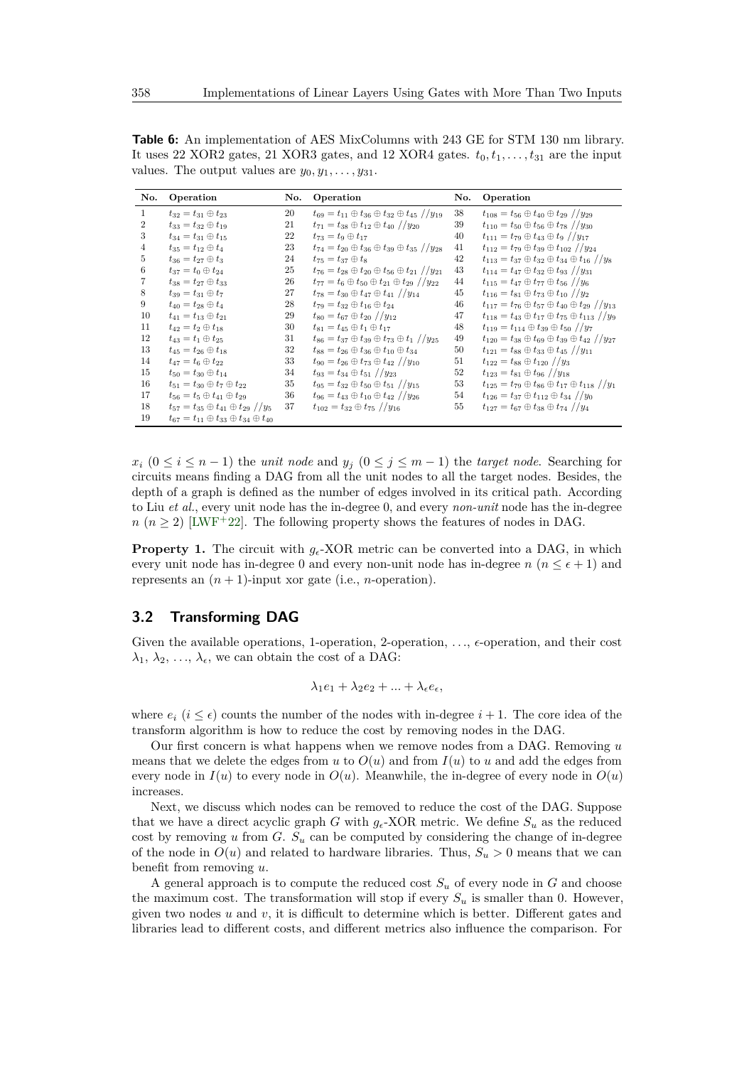**Table 6:** An implementation of AES MixColumns with 243 GE for STM 130 nm library. It uses 22 XOR2 gates, 21 XOR3 gates, and 12 XOR4 gates. $t_0, t_1, \ldots, t_{31}$ are the input values. The output values are $y_0, y_1, \ldots, y_{31}$.

| No. | Operation | No. | Operation | No. | Operation |
|---|---|---|---|---|---|
| 1 | $t_{32} = t_{31} \oplus t_{23}$ | 20 | $t_{69} = t_{11} \oplus t_{36} \oplus t_{32} \oplus t_{45}$ //$y_{19}$ | 38 | $t_{108} = t_{56} \oplus t_{40} \oplus t_{29}$ //$y_{29}$ |
| 2 | $t_{33} = t_{32} \oplus t_{19}$ | 21 | $t_{71} = t_{38} \oplus t_{12} \oplus t_{40}$ //$y_{20}$ | 39 | $t_{110} = t_{50} \oplus t_{56} \oplus t_{78}$ //$y_{30}$ |
| 3 | $t_{34} = t_{31} \oplus t_{15}$ | 22 | $t_{73} = t_9 \oplus t_{17}$ | 40 | $t_{111} = t_{79} \oplus t_{43} \oplus t_9$ //$y_{17}$ |
| 4 | $t_{35} = t_{12} \oplus t_4$ | 23 | $t_{74} = t_{20} \oplus t_{36} \oplus t_{39} \oplus t_{35}$ //$y_{28}$ | 41 | $t_{112} = t_{79} \oplus t_{39} \oplus t_{102}$ //$y_{24}$ |
| 5 | $t_{36} = t_{27} \oplus t_3$ | 24 | $t_{75} = t_{37} \oplus t_8$ | 42 | $t_{113} = t_{37} \oplus t_{32} \oplus t_{34} \oplus t_{16}$ //$y_8$ |
| 6 | $t_{37} = t_0 \oplus t_{24}$ | 25 | $t_{76} = t_{28} \oplus t_{20} \oplus t_{56} \oplus t_{21}$ //$y_{21}$ | 43 | $t_{114} = t_{47} \oplus t_{32} \oplus t_{93}$ //$y_{31}$ |
| 7 | $t_{38} = t_{27} \oplus t_{33}$ | 26 | $t_{77} = t_6 \oplus t_{50} \oplus t_{21} \oplus t_{29}$ //$y_{22}$ | 44 | $t_{115} = t_{47} \oplus t_{77} \oplus t_{56}$ //$y_6$ |
| 8 | $t_{39} = t_{31} \oplus t_7$ | 27 | $t_{78} = t_{30} \oplus t_{47} \oplus t_{41}$ //$y_{14}$ | 45 | $t_{116} = t_{81} \oplus t_{73} \oplus t_{10}$ //$y_2$ |
| 9 | $t_{40} = t_{28} \oplus t_4$ | 28 | $t_{79} = t_{32} \oplus t_{16} \oplus t_{24}$ | 46 | $t_{117} = t_{76} \oplus t_{57} \oplus t_{40} \oplus t_{29}$ //$y_{13}$ |
| 10 | $t_{41} = t_{13} \oplus t_{21}$ | 29 | $t_{80} = t_{67} \oplus t_{20}$ //$y_{12}$ | 47 | $t_{118} = t_{43} \oplus t_{17} \oplus t_{75} \oplus t_{113}$ //$y_9$ |
| 11 | $t_{42} = t_2 \oplus t_{18}$ | 30 | $t_{81} = t_{45} \oplus t_1 \oplus t_{17}$ | 48 | $t_{119} = t_{114} \oplus t_{39} \oplus t_{50}$ //$y_7$ |
| 12 | $t_{43} = t_1 \oplus t_{25}$ | 31 | $t_{86} = t_{37} \oplus t_{39} \oplus t_{73} \oplus t_1$ //$y_{25}$ | 49 | $t_{120} = t_{38} \oplus t_{69} \oplus t_{39} \oplus t_{42}$ //$y_{27}$ |
| 13 | $t_{45} = t_{26} \oplus t_{18}$ | 32 | $t_{88} = t_{26} \oplus t_{36} \oplus t_{10} \oplus t_{34}$ | 50 | $t_{121} = t_{88} \oplus t_{33} \oplus t_{45}$ //$y_{11}$ |
| 14 | $t_{47} = t_6 \oplus t_{22}$ | 33 | $t_{90} = t_{26} \oplus t_{73} \oplus t_{42}$ //$y_{10}$ | 51 | $t_{122} = t_{88} \oplus t_{120}$ //$y_3$ |
| 15 | $t_{50} = t_{30} \oplus t_{14}$ | 34 | $t_{93} = t_{34} \oplus t_{51}$ //$y_{23}$ | 52 | $t_{123} = t_{81} \oplus t_{96}$ //$y_{18}$ |
| 16 | $t_{51} = t_{30} \oplus t_7 \oplus t_{22}$ | 35 | $t_{95} = t_{32} \oplus t_{50} \oplus t_{51}$ //$y_{15}$ | 53 | $t_{125} = t_{79} \oplus t_{86} \oplus t_{17} \oplus t_{118}$ //$y_1$ |
| 17 | $t_{56} = t_5 \oplus t_{41} \oplus t_{29}$ | 36 | $t_{96} = t_{43} \oplus t_{10} \oplus t_{42}$ //$y_{26}$ | 54 | $t_{126} = t_{37} \oplus t_{112} \oplus t_{34}$ //$y_0$ |
| 18 | $t_{57} = t_{35} \oplus t_{41} \oplus t_{29}$ //$y_5$ | 37 | $t_{102} = t_{32} \oplus t_{75}$ //$y_{16}$ | 55 | $t_{127} = t_{67} \oplus t_{38} \oplus t_{74}$ //$y_4$ |
| 19 | $t_{67} = t_{11} \oplus t_{33} \oplus t_{34} \oplus t_{40}$ | | | | |

$x_i$ $(0 \leq i \leq n-1)$ the *unit node* and $y_j$ $(0 \leq j \leq m-1)$ the *target node*. Searching for circuits means finding a DAG from all the unit nodes to all the target nodes. Besides, the depth of a graph is defined as the number of edges involved in its critical path. According to Liu *et al.*, every unit node has the in-degree 0, and every *non-unit* node has the in-degree $n$ $(n \geq 2)$ [LWF+22]. The following property shows the features of nodes in DAG.

**Property 1.** The circuit with $g_\epsilon$-XOR metric can be converted into a DAG, in which every unit node has in-degree 0 and every non-unit node has in-degree $n$ $(n \leq \epsilon + 1)$ and represents an $(n+1)$-input xor gate (i.e., $n$-operation).

## 3.2 Transforming DAG

Given the available operations, 1-operation, 2-operation, $\ldots$, $\epsilon$-operation, and their cost $\lambda_1, \lambda_2, \ldots, \lambda_\epsilon$, we can obtain the cost of a DAG:

$$\lambda_1 e_1 + \lambda_2 e_2 + \ldots + \lambda_\epsilon e_\epsilon,$$

where $e_i$ $(i \leq \epsilon)$ counts the number of the nodes with in-degree $i+1$. The core idea of the transform algorithm is how to reduce the cost by removing nodes in the DAG.

Our first concern is what happens when we remove nodes from a DAG. Removing $u$ means that we delete the edges from $u$ to $O(u)$ and from $I(u)$ to $u$ and add the edges from every node in $I(u)$ to every node in $O(u)$. Meanwhile, the in-degree of every node in $O(u)$ increases.

Next, we discuss which nodes can be removed to reduce the cost of the DAG. Suppose that we have a direct acyclic graph $G$ with $g_\epsilon$-XOR metric. We define $S_u$ as the reduced cost by removing $u$ from $G$. $S_u$ can be computed by considering the change of in-degree of the node in $O(u)$ and related to hardware libraries. Thus, $S_u > 0$ means that we can benefit from removing $u$.

A general approach is to compute the reduced cost $S_u$ of every node in $G$ and choose the maximum cost. The transformation will stop if every $S_u$ is smaller than 0. However, given two nodes $u$ and $v$, it is difficult to determine which is better. Different gates and libraries lead to different costs, and different metrics also influence the comparison. For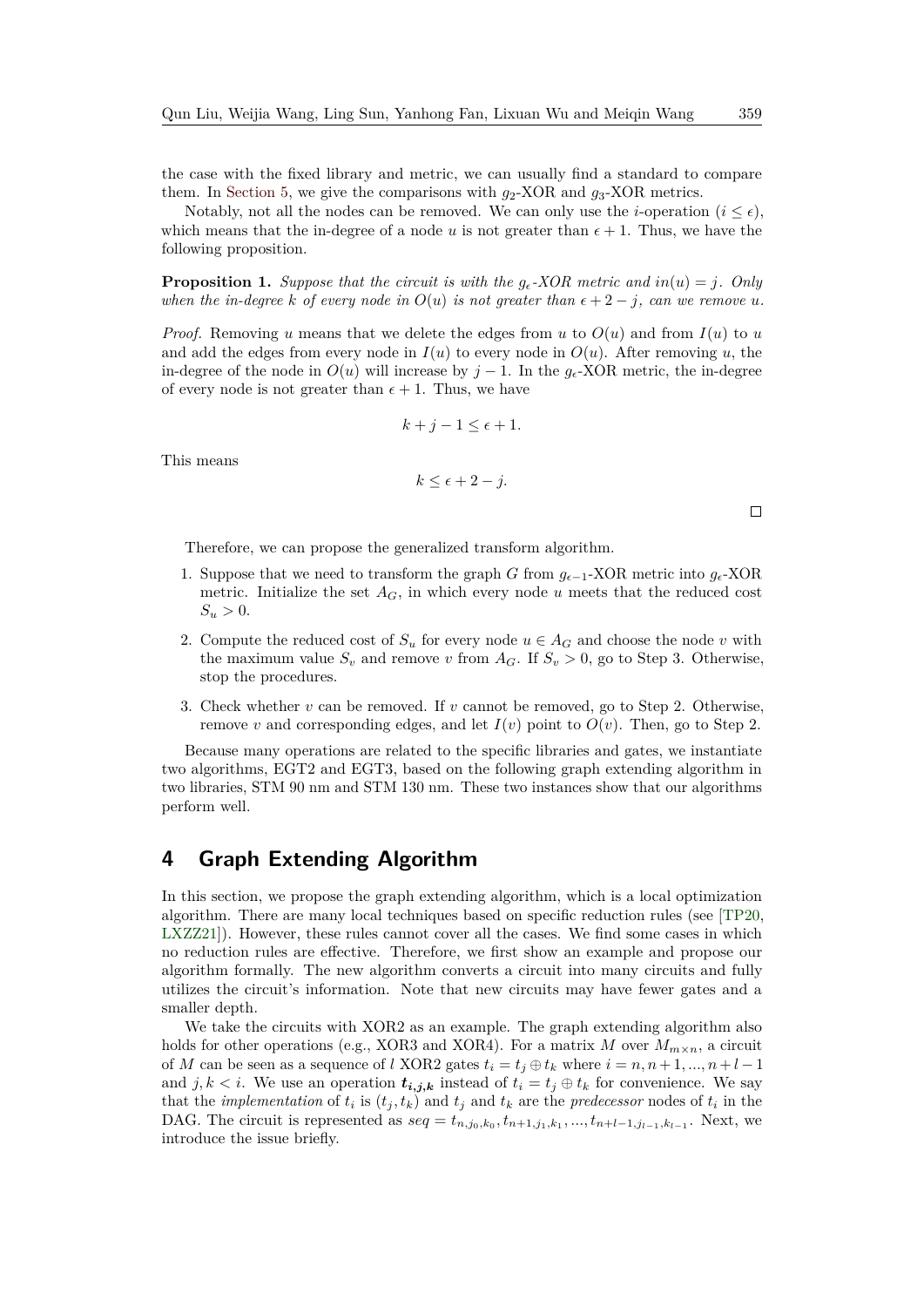the case with the fixed library and metric, we can usually find a standard to compare them. In Section 5, we give the comparisons with $g_2$-XOR and $g_3$-XOR metrics.

Notably, not all the nodes can be removed. We can only use the $i$-operation ($i \leq \epsilon$), which means that the in-degree of a node $u$ is not greater than $\epsilon + 1$. Thus, we have the following proposition.

**Proposition 1.** *Suppose that the circuit is with the $g_\epsilon$-XOR metric and $in(u) = j$. Only when the in-degree $k$ of every node in $O(u)$ is not greater than $\epsilon + 2 - j$, can we remove $u$.*

*Proof.* Removing $u$ means that we delete the edges from $u$ to $O(u)$ and from $I(u)$ to $u$ and add the edges from every node in $I(u)$ to every node in $O(u)$. After removing $u$, the in-degree of the node in $O(u)$ will increase by $j - 1$. In the $g_\epsilon$-XOR metric, the in-degree of every node is not greater than $\epsilon + 1$. Thus, we have

$$k + j - 1 \leq \epsilon + 1.$$

This means

$$k \leq \epsilon + 2 - j.$$

□

Therefore, we can propose the generalized transform algorithm.

1. Suppose that we need to transform the graph $G$ from $g_{\epsilon-1}$-XOR metric into $g_\epsilon$-XOR metric. Initialize the set $A_G$, in which every node $u$ meets that the reduced cost $S_u > 0$.
2. Compute the reduced cost of $S_u$ for every node $u \in A_G$ and choose the node $v$ with the maximum value $S_v$ and remove $v$ from $A_G$. If $S_v > 0$, go to Step 3. Otherwise, stop the procedures.
3. Check whether $v$ can be removed. If $v$ cannot be removed, go to Step 2. Otherwise, remove $v$ and corresponding edges, and let $I(v)$ point to $O(v)$. Then, go to Step 2.

Because many operations are related to the specific libraries and gates, we instantiate two algorithms, EGT2 and EGT3, based on the following graph extending algorithm in two libraries, STM 90 nm and STM 130 nm. These two instances show that our algorithms perform well.

# 4 Graph Extending Algorithm

In this section, we propose the graph extending algorithm, which is a local optimization algorithm. There are many local techniques based on specific reduction rules (see [TP20, LXZZ21]). However, these rules cannot cover all the cases. We find some cases in which no reduction rules are effective. Therefore, we first show an example and propose our algorithm formally. The new algorithm converts a circuit into many circuits and fully utilizes the circuit's information. Note that new circuits may have fewer gates and a smaller depth.

We take the circuits with XOR2 as an example. The graph extending algorithm also holds for other operations (e.g., XOR3 and XOR4). For a matrix $M$ over $M_{m \times n}$, a circuit of $M$ can be seen as a sequence of $l$ XOR2 gates $t_i = t_j \oplus t_k$ where $i = n, n+1, ..., n+l-1$ and $j, k < i$. We use an operation $\boldsymbol{t_{i,j,k}}$ instead of $t_i = t_j \oplus t_k$ for convenience. We say that the *implementation* of $t_i$ is $(t_j, t_k)$ and $t_j$ and $t_k$ are the *predecessor* nodes of $t_i$ in the DAG. The circuit is represented as $seq = t_{n,j_0,k_0}, t_{n+1,j_1,k_1}, ..., t_{n+l-1,j_{l-1},k_{l-1}}$. Next, we introduce the issue briefly.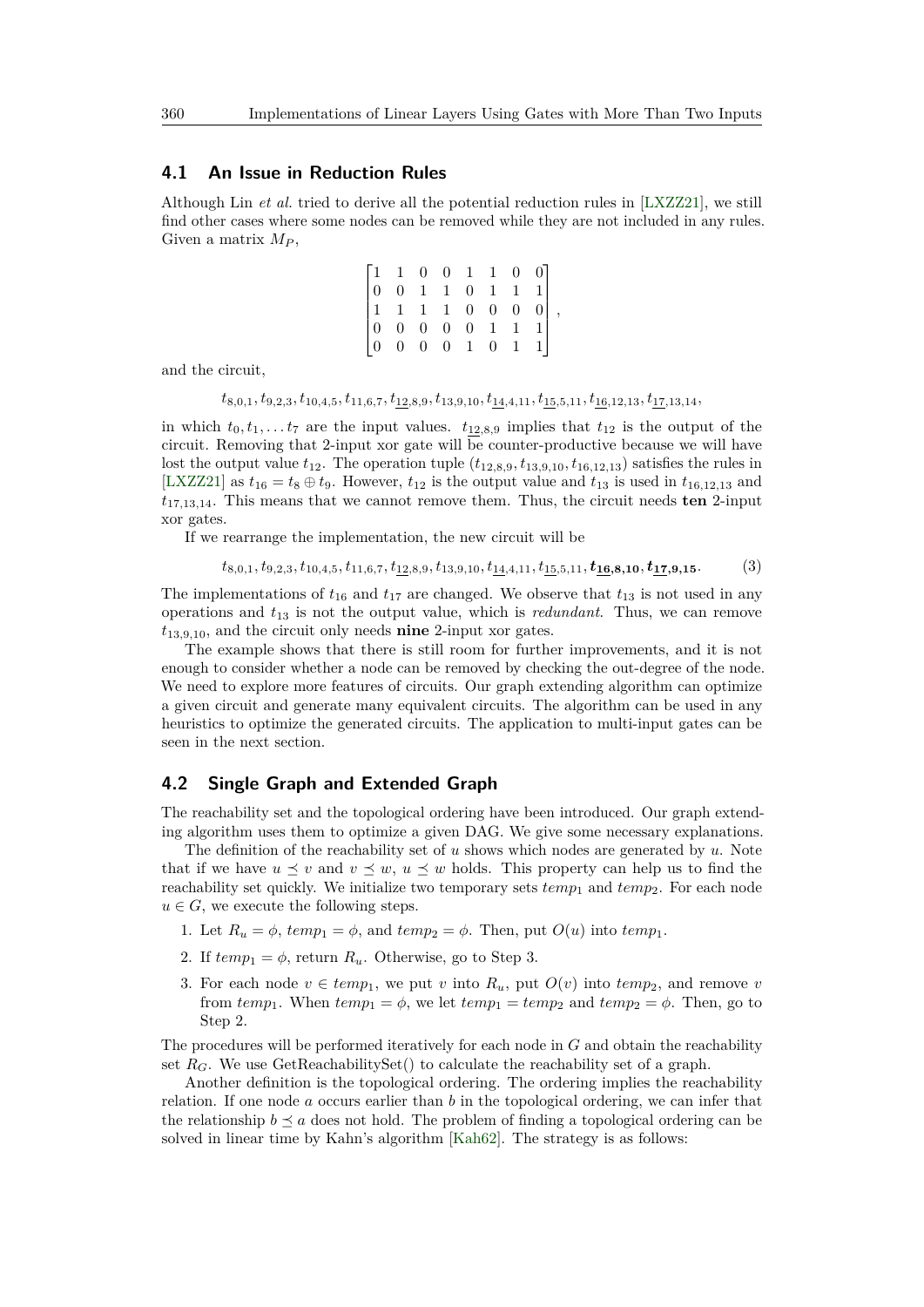## 4.1 An Issue in Reduction Rules

Although Lin *et al.* tried to derive all the potential reduction rules in [LXZZ21], we still find other cases where some nodes can be removed while they are not included in any rules. Given a matrix $M_P$,

$$\begin{bmatrix} 1 & 1 & 0 & 0 & 1 & 1 & 0 & 0 \\ 0 & 0 & 1 & 1 & 0 & 1 & 1 & 1 \\ 1 & 1 & 1 & 1 & 0 & 0 & 0 & 0 \\ 0 & 0 & 0 & 0 & 0 & 1 & 1 & 1 \\ 0 & 0 & 0 & 0 & 1 & 0 & 1 & 1 \end{bmatrix},$$

and the circuit,

$$t_{8,0,1}, t_{9,2,3}, t_{10,4,5}, t_{11,6,7}, t_{\underline{12},8,9}, t_{13,9,10}, t_{\underline{14},4,11}, t_{\underline{15},5,11}, t_{\underline{16},12,13}, t_{\underline{17},13,14},$$

in which $t_0, t_1, \ldots t_7$ are the input values. $t_{\underline{12},8,9}$ implies that $t_{12}$ is the output of the circuit. Removing that 2-input xor gate will be counter-productive because we will have lost the output value $t_{12}$. The operation tuple $(t_{12,8,9}, t_{13,9,10}, t_{16,12,13})$ satisfies the rules in [LXZZ21] as $t_{16} = t_8 \oplus t_9$. However, $t_{12}$ is the output value and $t_{13}$ is used in $t_{16,12,13}$ and $t_{17,13,14}$. This means that we cannot remove them. Thus, the circuit needs **ten** 2-input xor gates.

If we rearrange the implementation, the new circuit will be

$$t_{8,0,1}, t_{9,2,3}, t_{10,4,5}, t_{11,6,7}, t_{\underline{12},8,9}, t_{13,9,10}, t_{\underline{14},4,11}, t_{\underline{15},5,11}, \boldsymbol{t_{\underline{16},8,10}}, \boldsymbol{t_{\underline{17},9,15}}. \tag{3}$$

The implementations of $t_{16}$ and $t_{17}$ are changed. We observe that $t_{13}$ is not used in any operations and $t_{13}$ is not the output value, which is *redundant*. Thus, we can remove $t_{13,9,10}$, and the circuit only needs **nine** 2-input xor gates.

The example shows that there is still room for further improvements, and it is not enough to consider whether a node can be removed by checking the out-degree of the node. We need to explore more features of circuits. Our graph extending algorithm can optimize a given circuit and generate many equivalent circuits. The algorithm can be used in any heuristics to optimize the generated circuits. The application to multi-input gates can be seen in the next section.

## 4.2 Single Graph and Extended Graph

The reachability set and the topological ordering have been introduced. Our graph extending algorithm uses them to optimize a given DAG. We give some necessary explanations.

The definition of the reachability set of $u$ shows which nodes are generated by $u$. Note that if we have $u \preceq v$ and $v \preceq w$, $u \preceq w$ holds. This property can help us to find the reachability set quickly. We initialize two temporary sets $temp_1$ and $temp_2$. For each node $u \in G$, we execute the following steps.

1. Let $R_u = \phi$, $temp_1 = \phi$, and $temp_2 = \phi$. Then, put $O(u)$ into $temp_1$.
2. If $temp_1 = \phi$, return $R_u$. Otherwise, go to Step 3.
3. For each node $v \in temp_1$, we put $v$ into $R_u$, put $O(v)$ into $temp_2$, and remove $v$ from $temp_1$. When $temp_1 = \phi$, we let $temp_1 = temp_2$ and $temp_2 = \phi$. Then, go to Step 2.

The procedures will be performed iteratively for each node in $G$ and obtain the reachability set $R_G$. We use GetReachabilitySet() to calculate the reachability set of a graph.

Another definition is the topological ordering. The ordering implies the reachability relation. If one node $a$ occurs earlier than $b$ in the topological ordering, we can infer that the relationship $b \preceq a$ does not hold. The problem of finding a topological ordering can be solved in linear time by Kahn's algorithm [Kah62]. The strategy is as follows: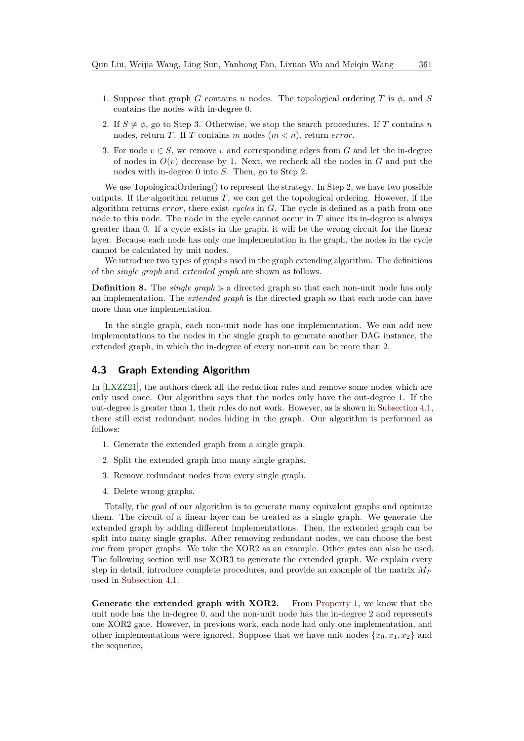1. Suppose that graph $G$ contains $n$ nodes. The topological ordering $T$ is $\phi$, and $S$ contains the nodes with in-degree 0.
2. If $S \neq \phi$, go to Step 3. Otherwise, we stop the search procedures. If $T$ contains $n$ nodes, return $T$. If $T$ contains $m$ nodes ($m < n$), return *error*.
3. For node $v \in S$, we remove $v$ and corresponding edges from $G$ and let the in-degree of nodes in $O(v)$ decrease by 1. Next, we recheck all the nodes in $G$ and put the nodes with in-degree 0 into $S$. Then, go to Step 2.

We use TopologicalOrdering() to represent the strategy. In Step 2, we have two possible outputs. If the algorithm returns $T$, we can get the topological ordering. However, if the algorithm returns *error*, there exist *cycles* in $G$. The cycle is defined as a path from one node to this node. The node in the cycle cannot occur in $T$ since its in-degree is always greater than 0. If a cycle exists in the graph, it will be the wrong circuit for the linear layer. Because each node has only one implementation in the graph, the nodes in the cycle cannot be calculated by unit nodes.

We introduce two types of graphs used in the graph extending algorithm. The definitions of the *single graph* and *extended graph* are shown as follows.

**Definition 8.** The *single graph* is a directed graph so that each non-unit node has only an implementation. The *extended graph* is the directed graph so that each node can have more than one implementation.

In the single graph, each non-unit node has one implementation. We can add new implementations to the nodes in the single graph to generate another DAG instance, the extended graph, in which the in-degree of every non-unit can be more than 2.

## 4.3 Graph Extending Algorithm

In [LXZZ21], the authors check all the reduction rules and remove some nodes which are only used once. Our algorithm says that the nodes only have the out-degree 1. If the out-degree is greater than 1, their rules do not work. However, as is shown in Subsection 4.1, there still exist redundant nodes hiding in the graph. Our algorithm is performed as follows:

1. Generate the extended graph from a single graph.
2. Split the extended graph into many single graphs.
3. Remove redundant nodes from every single graph.
4. Delete wrong graphs.

Totally, the goal of our algorithm is to generate many equivalent graphs and optimize them. The circuit of a linear layer can be treated as a single graph. We generate the extended graph by adding different implementations. Then, the extended graph can be split into many single graphs. After removing redundant nodes, we can choose the best one from proper graphs. We take the XOR2 as an example. Other gates can also be used. The following section will use XOR3 to generate the extended graph. We explain every step in detail, introduce complete procedures, and provide an example of the matrix $M_P$ used in Subsection 4.1.

**Generate the extended graph with XOR2.** From Property 1, we know that the unit node has the in-degree 0, and the non-unit node has the in-degree 2 and represents one XOR2 gate. However, in previous work, each node had only one implementation, and other implementations were ignored. Suppose that we have unit nodes $\{x_0, x_1, x_2\}$ and the sequence,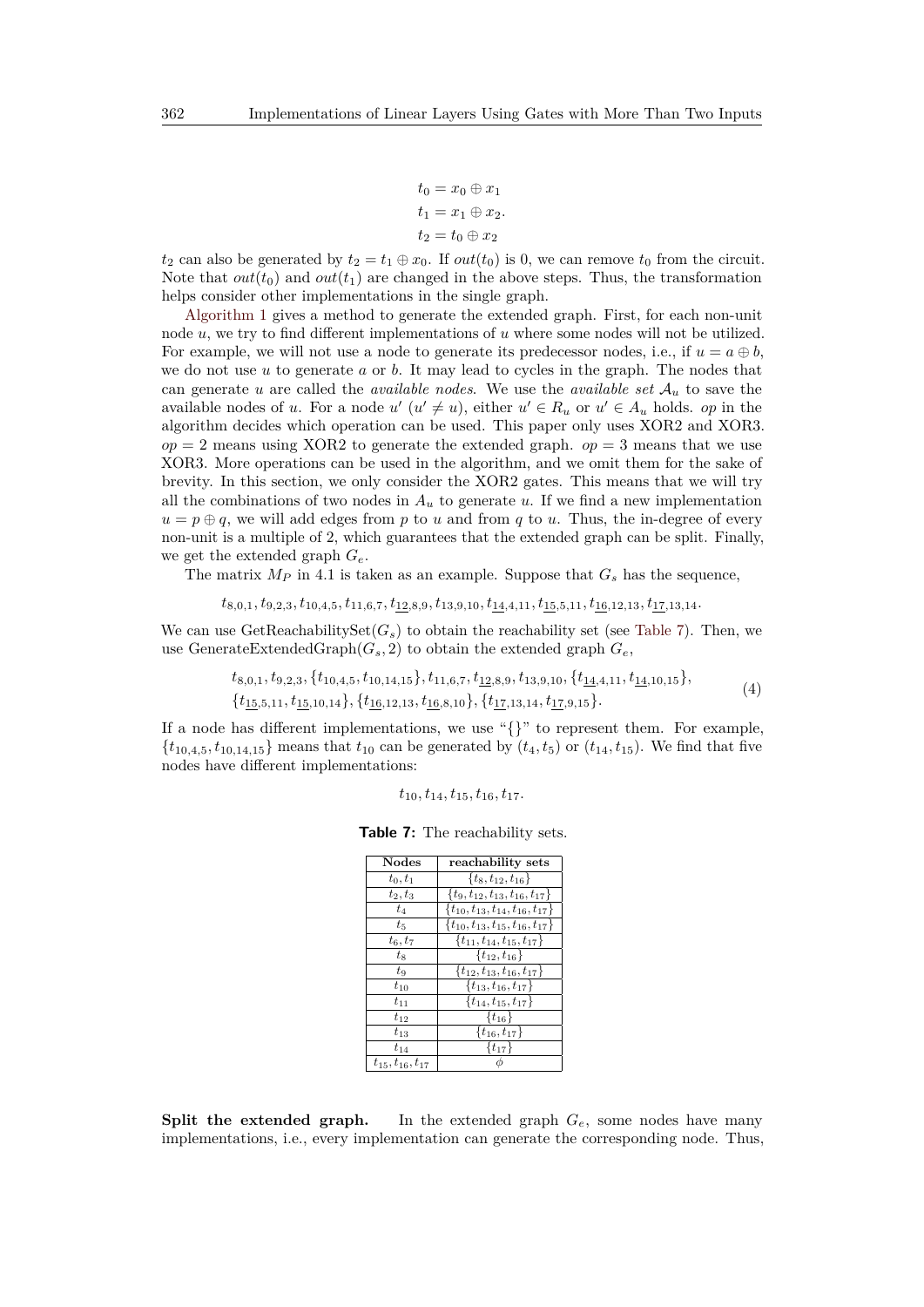$$t_0 = x_0 \oplus x_1$$
$$t_1 = x_1 \oplus x_2.$$
$$t_2 = t_0 \oplus x_2$$

$t_2$ can also be generated by $t_2 = t_1 \oplus x_0$. If $out(t_0)$ is 0, we can remove $t_0$ from the circuit. Note that $out(t_0)$ and $out(t_1)$ are changed in the above steps. Thus, the transformation helps consider other implementations in the single graph.

Algorithm 1 gives a method to generate the extended graph. First, for each non-unit node $u$, we try to find different implementations of $u$ where some nodes will not be utilized. For example, we will not use a node to generate its predecessor nodes, i.e., if $u = a \oplus b$, we do not use $u$ to generate $a$ or $b$. It may lead to cycles in the graph. The nodes that can generate $u$ are called the *available nodes*. We use the *available set* $\mathcal{A}_u$ to save the available nodes of $u$. For a node $u'$ ($u' \neq u$), either $u' \in R_u$ or $u' \in A_u$ holds. $op$ in the algorithm decides which operation can be used. This paper only uses XOR2 and XOR3. $op = 2$ means using XOR2 to generate the extended graph. $op = 3$ means that we use XOR3. More operations can be used in the algorithm, and we omit them for the sake of brevity. In this section, we only consider the XOR2 gates. This means that we will try all the combinations of two nodes in $A_u$ to generate $u$. If we find a new implementation $u = p \oplus q$, we will add edges from $p$ to $u$ and from $q$ to $u$. Thus, the in-degree of every non-unit is a multiple of 2, which guarantees that the extended graph can be split. Finally, we get the extended graph $G_e$.

The matrix $M_P$ in 4.1 is taken as an example. Suppose that $G_s$ has the sequence,

$$t_{8,0,1}, t_{9,2,3}, t_{10,4,5}, t_{11,6,7}, t_{\underline{12},8,9}, t_{13,9,10}, t_{\underline{14},4,11}, t_{\underline{15},5,11}, t_{\underline{16},12,13}, t_{\underline{17},13,14}.$$

We can use GetReachabilitySet($G_s$) to obtain the reachability set (see Table 7). Then, we use GenerateExtendedGraph($G_s$, 2) to obtain the extended graph $G_e$,

$$\begin{aligned} &t_{8,0,1}, t_{9,2,3}, \{t_{10,4,5}, t_{10,14,15}\}, t_{11,6,7}, t_{\underline{12},8,9}, t_{13,9,10}, \{t_{\underline{14},4,11}, t_{\underline{14},10,15}\}, \\ &\{t_{\underline{15},5,11}, t_{\underline{15},10,14}\}, \{t_{\underline{16},12,13}, t_{\underline{16},8,10}\}, \{t_{\underline{17},13,14}, t_{\underline{17},9,15}\}. \end{aligned} \tag{4}$$

If a node has different implementations, we use "{}" to represent them. For example, $\{t_{10,4,5}, t_{10,14,15}\}$ means that $t_{10}$ can be generated by $(t_4, t_5)$ or $(t_{14}, t_{15})$. We find that five nodes have different implementations:

$$t_{10}, t_{14}, t_{15}, t_{16}, t_{17}.$$

**Table 7:** The reachability sets.

| Nodes | reachability sets |
|---|---|
| $t_0, t_1$ | $\{t_8, t_{12}, t_{16}\}$ |
| $t_2, t_3$ | $\{t_9, t_{12}, t_{13}, t_{16}, t_{17}\}$ |
| $t_4$ | $\{t_{10}, t_{13}, t_{14}, t_{16}, t_{17}\}$ |
| $t_5$ | $\{t_{10}, t_{13}, t_{15}, t_{16}, t_{17}\}$ |
| $t_6, t_7$ | $\{t_{11}, t_{14}, t_{15}, t_{17}\}$ |
| $t_8$ | $\{t_{12}, t_{16}\}$ |
| $t_9$ | $\{t_{12}, t_{13}, t_{16}, t_{17}\}$ |
| $t_{10}$ | $\{t_{13}, t_{16}, t_{17}\}$ |
| $t_{11}$ | $\{t_{14}, t_{15}, t_{17}\}$ |
| $t_{12}$ | $\{t_{16}\}$ |
| $t_{13}$ | $\{t_{16}, t_{17}\}$ |
| $t_{14}$ | $\{t_{17}\}$ |
| $t_{15}, t_{16}, t_{17}$ | $\phi$ |

**Split the extended graph.** In the extended graph $G_e$, some nodes have many implementations, i.e., every implementation can generate the corresponding node. Thus,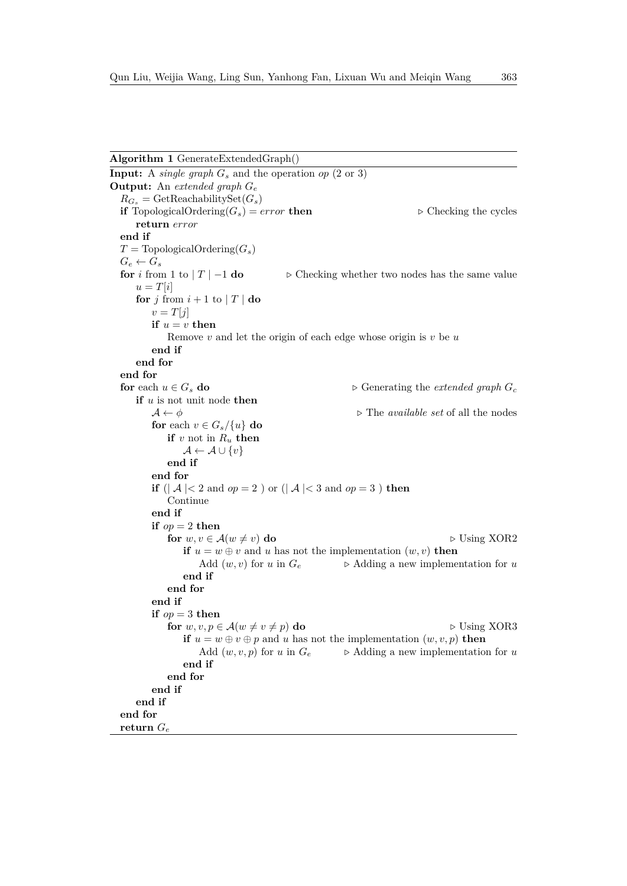**Algorithm 1** GenerateExtendedGraph()

```
Input: A single graph G_s and the operation op (2 or 3)
Output: An extended graph G_e
  R_{G_s} = GetReachabilitySet(G_s)
  if TopologicalOrdering(G_s) = error then                         ▷ Checking the cycles
      return error
  end if
  T = TopologicalOrdering(G_s)
  G_e ← G_s
  for i from 1 to | T | −1 do                  ▷ Checking whether two nodes has the same value
      u = T[i]
      for j from i + 1 to | T | do
          v = T[j]
          if u = v then
              Remove v and let the origin of each edge whose origin is v be u
          end if
      end for
  end for
  for each u ∈ G_s do                                  ▷ Generating the extended graph G_c
      if u is not unit node then
          A ← φ                                          ▷ The available set of all the nodes
          for each v ∈ G_s/{u} do
              if v not in R_u then
                  A ← A ∪ {v}
              end if
          end for
          if (| A |< 2 and op = 2 ) or (| A |< 3 and op = 3 ) then
              Continue
          end if
          if op = 2 then
              for w, v ∈ A(w ≠ v) do                                        ▷ Using XOR2
                  if u = w ⊕ v and u has not the implementation (w, v) then
                      Add (w, v) for u in G_e           ▷ Adding a new implementation for u
                  end if
              end for
          end if
          if op = 3 then
              for w, v, p ∈ A(w ≠ v ≠ p) do                                 ▷ Using XOR3
                  if u = w ⊕ v ⊕ p and u has not the implementation (w, v, p) then
                      Add (w, v, p) for u in G_e        ▷ Adding a new implementation for u
                  end if
              end for
          end if
      end if
  end for
  return G_e
```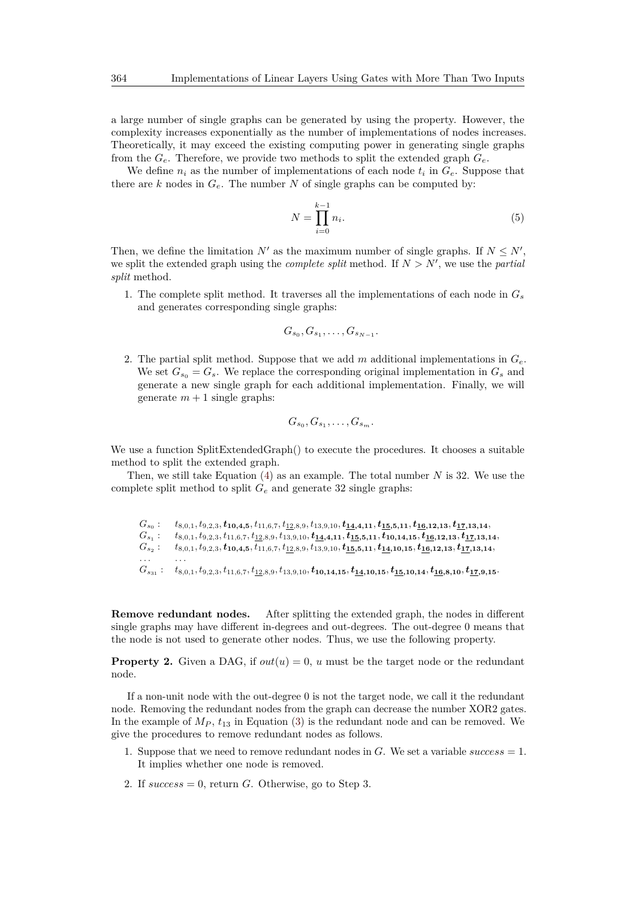a large number of single graphs can be generated by using the property. However, the complexity increases exponentially as the number of implementations of nodes increases. Theoretically, it may exceed the existing computing power in generating single graphs from the $G_e$. Therefore, we provide two methods to split the extended graph $G_e$.

We define $n_i$ as the number of implementations of each node $t_i$ in $G_e$. Suppose that there are $k$ nodes in $G_e$. The number $N$ of single graphs can be computed by:

$$N = \prod_{i=0}^{k-1} n_i. \tag{5}$$

Then, we define the limitation $N'$ as the maximum number of single graphs. If $N \leq N'$, we split the extended graph using the *complete split* method. If $N > N'$, we use the *partial split* method.

1. The complete split method. It traverses all the implementations of each node in $G_s$ and generates corresponding single graphs:

$$G_{s_0}, G_{s_1}, \ldots, G_{s_{N-1}}.$$

2. The partial split method. Suppose that we add $m$ additional implementations in $G_e$. We set $G_{s_0} = G_s$. We replace the corresponding original implementation in $G_s$ and generate a new single graph for each additional implementation. Finally, we will generate $m+1$ single graphs:

$$G_{s_0}, G_{s_1}, \ldots, G_{s_m}.$$

We use a function SplitExtendedGraph() to execute the procedures. It chooses a suitable method to split the extended graph.

Then, we still take Equation (4) as an example. The total number $N$ is 32. We use the complete split method to split $G_e$ and generate 32 single graphs:

$$\begin{array}{ll}
G_{s_0}: & t_{8,0,1}, t_{9,2,3}, \boldsymbol{t_{10,4,5}}, t_{11,6,7}, t_{\underline{12},8,9}, t_{13,9,10}, \boldsymbol{t_{\underline{14},4,11}}, \boldsymbol{t_{\underline{15},5,11}}, \boldsymbol{t_{\underline{16},12,13}}, \boldsymbol{t_{\underline{17},13,14}}, \\
G_{s_1}: & t_{8,0,1}, t_{9,2,3}, t_{11,6,7}, t_{\underline{12},8,9}, t_{13,9,10}, \boldsymbol{t_{\underline{14},4,11}}, \boldsymbol{t_{\underline{15},5,11}}, \boldsymbol{t_{10,14,15}}, \boldsymbol{t_{\underline{16},12,13}}, \boldsymbol{t_{\underline{17},13,14}}, \\
G_{s_2}: & t_{8,0,1}, t_{9,2,3}, \boldsymbol{t_{10,4,5}}, t_{11,6,7}, t_{\underline{12},8,9}, t_{13,9,10}, \boldsymbol{t_{\underline{15},5,11}}, \boldsymbol{t_{\underline{14},10,15}}, \boldsymbol{t_{\underline{16},12,13}}, \boldsymbol{t_{\underline{17},13,14}}, \\
\ldots & \ldots \\
G_{s_{31}}: & t_{8,0,1}, t_{9,2,3}, t_{11,6,7}, t_{\underline{12},8,9}, t_{13,9,10}, \boldsymbol{t_{10,14,15}}, \boldsymbol{t_{\underline{14},10,15}}, \boldsymbol{t_{\underline{15},10,14}}, \boldsymbol{t_{\underline{16},8,10}}, \boldsymbol{t_{\underline{17},9,15}}.
\end{array}$$

**Remove redundant nodes.** After splitting the extended graph, the nodes in different single graphs may have different in-degrees and out-degrees. The out-degree 0 means that the node is not used to generate other nodes. Thus, we use the following property.

**Property 2.** Given a DAG, if $out(u) = 0$, $u$ must be the target node or the redundant node.

If a non-unit node with the out-degree 0 is not the target node, we call it the redundant node. Removing the redundant nodes from the graph can decrease the number XOR2 gates. In the example of $M_P$, $t_{13}$ in Equation (3) is the redundant node and can be removed. We give the procedures to remove redundant nodes as follows.

1. Suppose that we need to remove redundant nodes in $G$. We set a variable $success = 1$. It implies whether one node is removed.
2. If $success = 0$, return $G$. Otherwise, go to Step 3.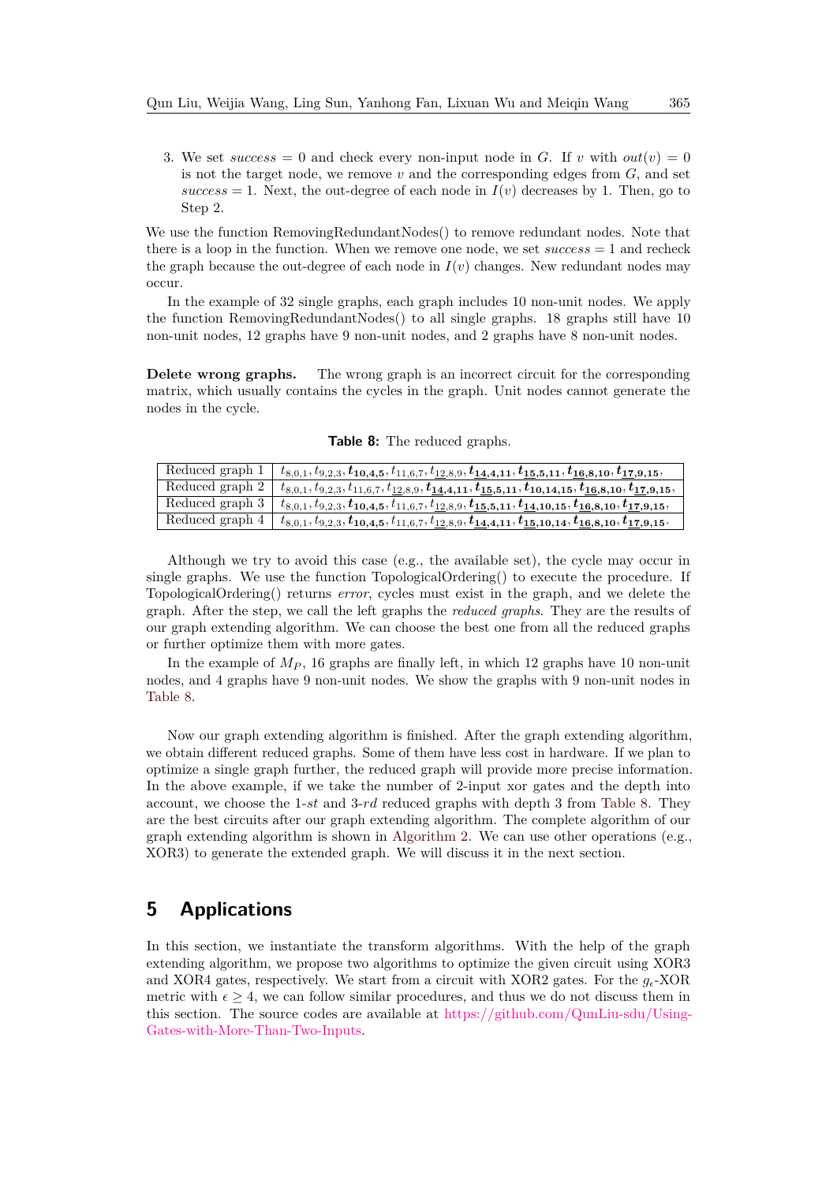3. We set $success = 0$ and check every non-input node in $G$. If $v$ with $out(v) = 0$ is not the target node, we remove $v$ and the corresponding edges from $G$, and set $success = 1$. Next, the out-degree of each node in $I(v)$ decreases by 1. Then, go to Step 2.

We use the function RemovingRedundantNodes() to remove redundant nodes. Note that there is a loop in the function. When we remove one node, we set $success = 1$ and recheck the graph because the out-degree of each node in $I(v)$ changes. New redundant nodes may occur.

In the example of 32 single graphs, each graph includes 10 non-unit nodes. We apply the function RemovingRedundantNodes() to all single graphs. 18 graphs still have 10 non-unit nodes, 12 graphs have 9 non-unit nodes, and 2 graphs have 8 non-unit nodes.

**Delete wrong graphs.** The wrong graph is an incorrect circuit for the corresponding matrix, which usually contains the cycles in the graph. Unit nodes cannot generate the nodes in the cycle.

**Table 8:** The reduced graphs.

| | |
|---|---|
| Reduced graph 1 | $t_{8,0,1}, t_{9,2,3}, \boldsymbol{t_{10,4,5}}, t_{11,6,7}, t_{\underline{12},8,9}, \boldsymbol{t_{\underline{14},4,11}}, \boldsymbol{t_{\underline{15},5,11}}, \boldsymbol{t_{\underline{16},8,10}}, \boldsymbol{t_{\underline{17},9,15}}$, |
| Reduced graph 2 | $t_{8,0,1}, t_{9,2,3}, t_{11,6,7}, t_{\underline{12},8,9}, \boldsymbol{t_{\underline{14},4,11}}, \boldsymbol{t_{\underline{15},5,11}}, \boldsymbol{t_{10,14,15}}, \boldsymbol{t_{\underline{16},8,10}}, \boldsymbol{t_{\underline{17},9,15}}$, |
| Reduced graph 3 | $t_{8,0,1}, t_{9,2,3}, \boldsymbol{t_{10,4,5}}, t_{11,6,7}, t_{\underline{12},8,9}, \boldsymbol{t_{\underline{15},5,11}}, \boldsymbol{t_{\underline{14},10,15}}, \boldsymbol{t_{\underline{16},8,10}}, \boldsymbol{t_{\underline{17},9,15}}$, |
| Reduced graph 4 | $t_{8,0,1}, t_{9,2,3}, \boldsymbol{t_{10,4,5}}, t_{11,6,7}, t_{\underline{12},8,9}, \boldsymbol{t_{\underline{14},4,11}}, \boldsymbol{t_{\underline{15},10,14}}, \boldsymbol{t_{\underline{16},8,10}}, \boldsymbol{t_{\underline{17},9,15}}$. |

Although we try to avoid this case (e.g., the available set), the cycle may occur in single graphs. We use the function TopologicalOrdering() to execute the procedure. If TopologicalOrdering() returns *error*, cycles must exist in the graph, and we delete the graph. After the step, we call the left graphs the *reduced graphs*. They are the results of our graph extending algorithm. We can choose the best one from all the reduced graphs or further optimize them with more gates.

In the example of $M_P$, 16 graphs are finally left, in which 12 graphs have 10 non-unit nodes, and 4 graphs have 9 non-unit nodes. We show the graphs with 9 non-unit nodes in Table 8.

Now our graph extending algorithm is finished. After the graph extending algorithm, we obtain different reduced graphs. Some of them have less cost in hardware. If we plan to optimize a single graph further, the reduced graph will provide more precise information. In the above example, if we take the number of 2-input xor gates and the depth into account, we choose the 1-*st* and 3-*rd* reduced graphs with depth 3 from Table 8. They are the best circuits after our graph extending algorithm. The complete algorithm of our graph extending algorithm is shown in Algorithm 2. We can use other operations (e.g., XOR3) to generate the extended graph. We will discuss it in the next section.

## 5 Applications

In this section, we instantiate the transform algorithms. With the help of the graph extending algorithm, we propose two algorithms to optimize the given circuit using XOR3 and XOR4 gates, respectively. We start from a circuit with XOR2 gates. For the $g_\epsilon$-XOR metric with $\epsilon \geq 4$, we can follow similar procedures, and thus we do not discuss them in this section. The source codes are available at https://github.com/QunLiu-sdu/Using-Gates-with-More-Than-Two-Inputs.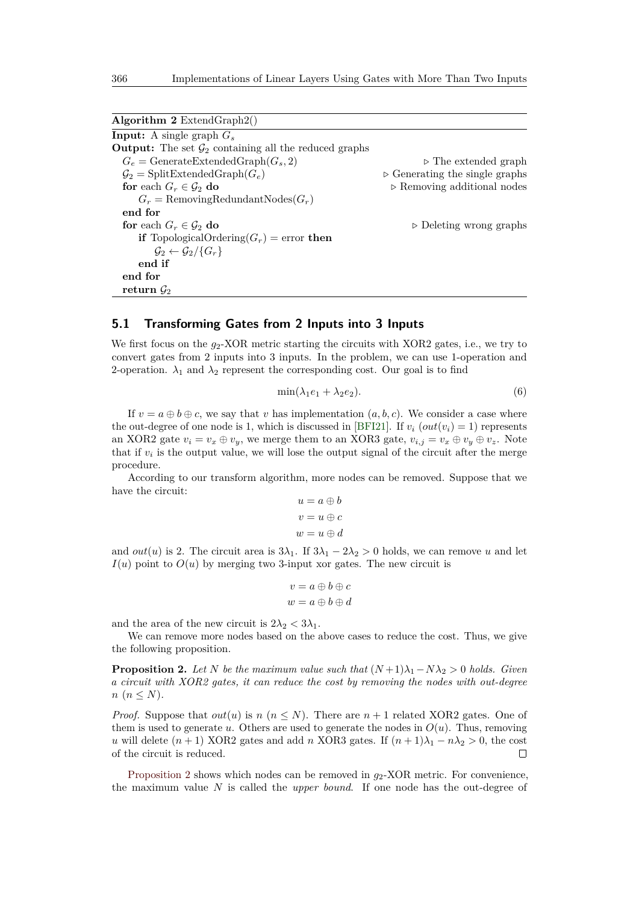**Algorithm 2** ExtendGraph2()

```
Input: A single graph G_s
Output: The set 𝒢_2 containing all the reduced graphs
  G_e = GenerateExtendedGraph(G_s, 2)                    ▷ The extended graph
  𝒢_2 = SplitExtendedGraph(G_e)                 ▷ Generating the single graphs
  for each G_r ∈ 𝒢_2 do                          ▷ Removing additional nodes
      G_r = RemovingRedundantNodes(G_r)
  end for
  for each G_r ∈ 𝒢_2 do                              ▷ Deleting wrong graphs
      if TopologicalOrdering(G_r) = error then
          𝒢_2 ← 𝒢_2/{G_r}
      end if
  end for
  return 𝒢_2
```

### 5.1 Transforming Gates from 2 Inputs into 3 Inputs

We first focus on the $g_2$-XOR metric starting the circuits with XOR2 gates, i.e., we try to convert gates from 2 inputs into 3 inputs. In the problem, we can use 1-operation and 2-operation. $\lambda_1$ and $\lambda_2$ represent the corresponding cost. Our goal is to find

$$\min(\lambda_1 e_1 + \lambda_2 e_2). \tag{6}$$

If $v = a \oplus b \oplus c$, we say that $v$ has implementation $(a, b, c)$. We consider a case where the out-degree of one node is 1, which is discussed in [BFI21]. If $v_i$ ($out(v_i) = 1$) represents an XOR2 gate $v_i = v_x \oplus v_y$, we merge them to an XOR3 gate, $v_{i,j} = v_x \oplus v_y \oplus v_z$. Note that if $v_i$ is the output value, we will lose the output signal of the circuit after the merge procedure.

According to our transform algorithm, more nodes can be removed. Suppose that we have the circuit:

$$u = a \oplus b$$
$$v = u \oplus c$$
$$w = u \oplus d$$

and $out(u)$ is 2. The circuit area is $3\lambda_1$. If $3\lambda_1 - 2\lambda_2 > 0$ holds, we can remove $u$ and let $I(u)$ point to $O(u)$ by merging two 3-input xor gates. The new circuit is

$$v = a \oplus b \oplus c$$
$$w = a \oplus b \oplus d$$

and the area of the new circuit is $2\lambda_2 < 3\lambda_1$.

We can remove more nodes based on the above cases to reduce the cost. Thus, we give the following proposition.

**Proposition 2.** *Let $N$ be the maximum value such that $(N+1)\lambda_1 - N\lambda_2 > 0$ holds. Given a circuit with XOR2 gates, it can reduce the cost by removing the nodes with out-degree $n$ ($n \leq N$).*

*Proof.* Suppose that $out(u)$ is $n$ ($n \leq N$). There are $n + 1$ related XOR2 gates. One of them is used to generate $u$. Others are used to generate the nodes in $O(u)$. Thus, removing $u$ will delete $(n + 1)$ XOR2 gates and add $n$ XOR3 gates. If $(n + 1)\lambda_1 - n\lambda_2 > 0$, the cost of the circuit is reduced. □

Proposition 2 shows which nodes can be removed in $g_2$-XOR metric. For convenience, the maximum value $N$ is called the *upper bound*. If one node has the out-degree of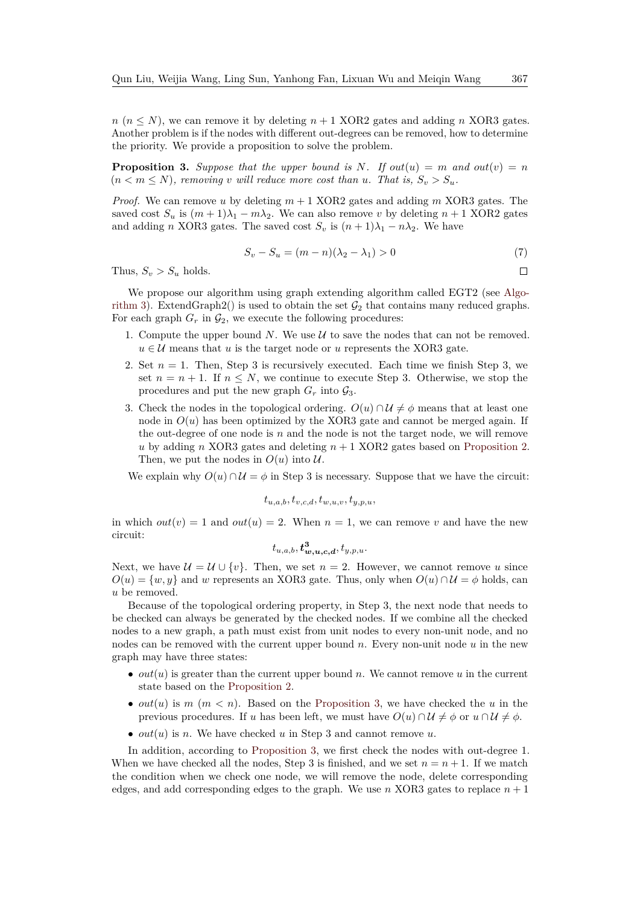$n$ ($n \leq N$), we can remove it by deleting $n+1$ XOR2 gates and adding $n$ XOR3 gates. Another problem is if the nodes with different out-degrees can be removed, how to determine the priority. We provide a proposition to solve the problem.

**Proposition 3.** *Suppose that the upper bound is $N$. If $out(u) = m$ and $out(v) = n$ ($n < m \leq N$), removing $v$ will reduce more cost than $u$. That is, $S_v > S_u$.*

*Proof.* We can remove $u$ by deleting $m+1$ XOR2 gates and adding $m$ XOR3 gates. The saved cost $S_u$ is $(m+1)\lambda_1 - m\lambda_2$. We can also remove $v$ by deleting $n+1$ XOR2 gates and adding $n$ XOR3 gates. The saved cost $S_v$ is $(n+1)\lambda_1 - n\lambda_2$. We have

$$S_v - S_u = (m-n)(\lambda_2 - \lambda_1) > 0 \tag{7}$$

Thus, $S_v > S_u$ holds. □

We propose our algorithm using graph extending algorithm called EGT2 (see Algorithm 3). ExtendGraph2() is used to obtain the set $\mathcal{G}_2$ that contains many reduced graphs. For each graph $G_r$ in $\mathcal{G}_2$, we execute the following procedures:

1. Compute the upper bound $N$. We use $\mathcal{U}$ to save the nodes that can not be removed. $u \in \mathcal{U}$ means that $u$ is the target node or $u$ represents the XOR3 gate.
2. Set $n = 1$. Then, Step 3 is recursively executed. Each time we finish Step 3, we set $n = n+1$. If $n \leq N$, we continue to execute Step 3. Otherwise, we stop the procedures and put the new graph $G_r$ into $\mathcal{G}_3$.
3. Check the nodes in the topological ordering. $O(u) \cap \mathcal{U} \neq \phi$ means that at least one node in $O(u)$ has been optimized by the XOR3 gate and cannot be merged again. If the out-degree of one node is $n$ and the node is not the target node, we will remove $u$ by adding $n$ XOR3 gates and deleting $n+1$ XOR2 gates based on Proposition 2. Then, we put the nodes in $O(u)$ into $\mathcal{U}$.

We explain why $O(u) \cap \mathcal{U} = \phi$ in Step 3 is necessary. Suppose that we have the circuit:

$$t_{u,a,b}, t_{v,c,d}, t_{w,u,v}, t_{y,p,u},$$

in which $out(v) = 1$ and $out(u) = 2$. When $n = 1$, we can remove $v$ and have the new circuit:

$$t_{u,a,b}, \boldsymbol{t^3_{w,u,c,d}}, t_{y,p,u}.$$

Next, we have $\mathcal{U} = \mathcal{U} \cup \{v\}$. Then, we set $n = 2$. However, we cannot remove $u$ since $O(u) = \{w, y\}$ and $w$ represents an XOR3 gate. Thus, only when $O(u) \cap \mathcal{U} = \phi$ holds, can $u$ be removed.

Because of the topological ordering property, in Step 3, the next node that needs to be checked can always be generated by the checked nodes. If we combine all the checked nodes to a new graph, a path must exist from unit nodes to every non-unit node, and no nodes can be removed with the current upper bound $n$. Every non-unit node $u$ in the new graph may have three states:

- $out(u)$ is greater than the current upper bound $n$. We cannot remove $u$ in the current state based on the Proposition 2.
- $out(u)$ is $m$ ($m < n$). Based on the Proposition 3, we have checked the $u$ in the previous procedures. If $u$ has been left, we must have $O(u) \cap \mathcal{U} \neq \phi$ or $u \cap \mathcal{U} \neq \phi$.
- $out(u)$ is $n$. We have checked $u$ in Step 3 and cannot remove $u$.

In addition, according to Proposition 3, we first check the nodes with out-degree 1. When we have checked all the nodes, Step 3 is finished, and we set $n = n+1$. If we match the condition when we check one node, we will remove the node, delete corresponding edges, and add corresponding edges to the graph. We use $n$ XOR3 gates to replace $n+1$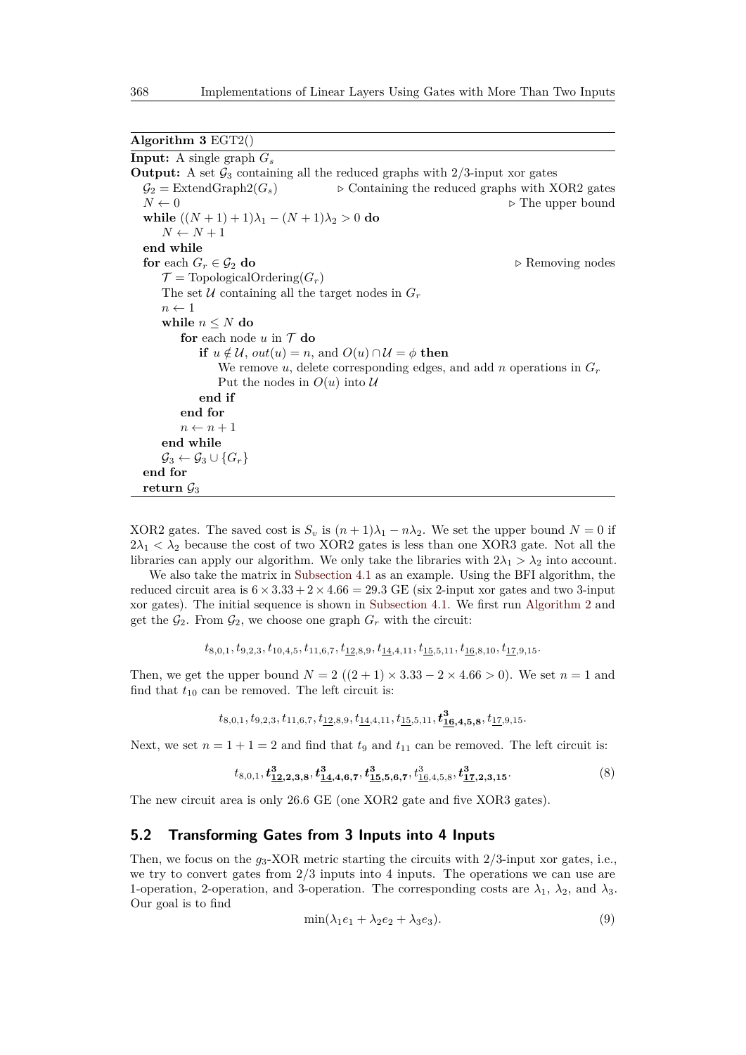**Algorithm 3** EGT2()

```
Input: A single graph G_s
Output: A set G_3 containing all the reduced graphs with 2/3-input xor gates
  G_2 = ExtendGraph2(G_s)                ▷ Containing the reduced graphs with XOR2 gates
  N ← 0                                                          ▷ The upper bound
  while ((N + 1) + 1)λ_1 − (N + 1)λ_2 > 0 do
      N ← N + 1
  end while
  for each G_r ∈ G_2 do                                          ▷ Removing nodes
      T = TopologicalOrdering(G_r)
      The set U containing all the target nodes in G_r
      n ← 1
      while n ≤ N do
          for each node u in T do
              if u ∉ U, out(u) = n, and O(u) ∩ U = φ then
                  We remove u, delete corresponding edges, and add n operations in G_r
                  Put the nodes in O(u) into U
              end if
          end for
          n ← n + 1
      end while
      G_3 ← G_3 ∪ {G_r}
  end for
  return G_3
```

XOR2 gates. The saved cost is $S_v$ is $(n+1)\lambda_1 - n\lambda_2$. We set the upper bound $N = 0$ if $2\lambda_1 < \lambda_2$ because the cost of two XOR2 gates is less than one XOR3 gate. Not all the libraries can apply our algorithm. We only take the libraries with $2\lambda_1 > \lambda_2$ into account.

We also take the matrix in Subsection 4.1 as an example. Using the BFI algorithm, the reduced circuit area is $6 \times 3.33 + 2 \times 4.66 = 29.3$ GE (six 2-input xor gates and two 3-input xor gates). The initial sequence is shown in Subsection 4.1. We first run Algorithm 2 and get the $\mathcal{G}_2$. From $\mathcal{G}_2$, we choose one graph $G_r$ with the circuit:

$$t_{8,0,1}, t_{9,2,3}, t_{10,4,5}, t_{11,6,7}, t_{\underline{12},8,9}, t_{\underline{14},4,11}, t_{\underline{15},5,11}, t_{\underline{16},8,10}, t_{\underline{17},9,15}.$$

Then, we get the upper bound $N = 2$ ($(2+1) \times 3.33 - 2 \times 4.66 > 0$). We set $n = 1$ and find that $t_{10}$ can be removed. The left circuit is:

$$t_{8,0,1}, t_{9,2,3}, t_{11,6,7}, t_{\underline{12},8,9}, t_{\underline{14},4,11}, t_{\underline{15},5,11}, \boldsymbol{t^3_{\underline{16},4,5,8}}, t_{\underline{17},9,15}.$$

Next, we set $n = 1 + 1 = 2$ and find that $t_9$ and $t_{11}$ can be removed. The left circuit is:

$$t_{8,0,1}, \boldsymbol{t^3_{\underline{12},2,3,8}}, \boldsymbol{t^3_{\underline{14},4,6,7}}, \boldsymbol{t^3_{\underline{15},5,6,7}}, t^3_{\underline{16},4,5,8}, \boldsymbol{t^3_{\underline{17},2,3,15}}. \tag{8}$$

The new circuit area is only 26.6 GE (one XOR2 gate and five XOR3 gates).

## 5.2 Transforming Gates from 3 Inputs into 4 Inputs

Then, we focus on the $g_3$-XOR metric starting the circuits with 2/3-input xor gates, i.e., we try to convert gates from 2/3 inputs into 4 inputs. The operations we can use are 1-operation, 2-operation, and 3-operation. The corresponding costs are $\lambda_1$, $\lambda_2$, and $\lambda_3$. Our goal is to find

$$\min(\lambda_1 e_1 + \lambda_2 e_2 + \lambda_3 e_3). \tag{9}$$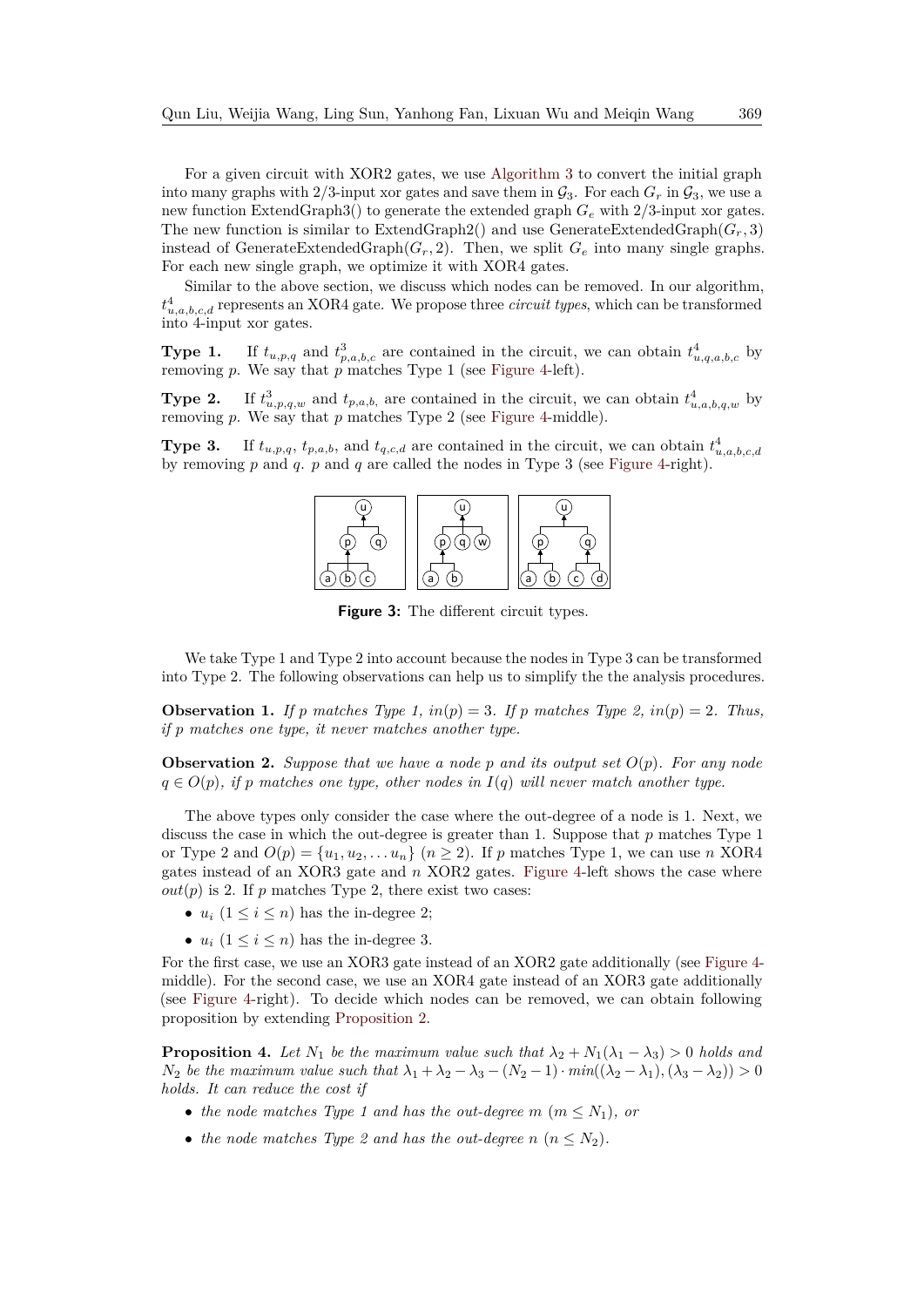For a given circuit with XOR2 gates, we use Algorithm 3 to convert the initial graph into many graphs with 2/3-input xor gates and save them in $\mathcal{G}_3$. For each $G_r$ in $\mathcal{G}_3$, we use a new function ExtendGraph3() to generate the extended graph $G_e$ with 2/3-input xor gates. The new function is similar to ExtendGraph2() and use GenerateExtendedGraph($G_r$, 3) instead of GenerateExtendedGraph($G_r$, 2). Then, we split $G_e$ into many single graphs. For each new single graph, we optimize it with XOR4 gates.

Similar to the above section, we discuss which nodes can be removed. In our algorithm, $t^4_{u,a,b,c,d}$ represents an XOR4 gate. We propose three *circuit types*, which can be transformed into 4-input xor gates.

**Type 1.** If $t_{u,p,q}$ and $t^3_{p,a,b,c}$ are contained in the circuit, we can obtain $t^4_{u,q,a,b,c}$ by removing $p$. We say that $p$ matches Type 1 (see Figure 4-left).

**Type 2.** If $t^3_{u,p,q,w}$ and $t_{p,a,b}$, are contained in the circuit, we can obtain $t^4_{u,a,b,q,w}$ by removing $p$. We say that $p$ matches Type 2 (see Figure 4-middle).

**Type 3.** If $t_{u,p,q}$, $t_{p,a,b}$, and $t_{q,c,d}$ are contained in the circuit, we can obtain $t^4_{u,a,b,c,d}$ by removing $p$ and $q$. $p$ and $q$ are called the nodes in Type 3 (see Figure 4-right).

**Figure 3:** The different circuit types.

We take Type 1 and Type 2 into account because the nodes in Type 3 can be transformed into Type 2. The following observations can help us to simplify the the analysis procedures.

**Observation 1.** *If $p$ matches Type 1, $in(p) = 3$. If $p$ matches Type 2, $in(p) = 2$. Thus, if $p$ matches one type, it never matches another type.*

**Observation 2.** *Suppose that we have a node $p$ and its output set $O(p)$. For any node $q \in O(p)$, if $p$ matches one type, other nodes in $I(q)$ will never match another type.*

The above types only consider the case where the out-degree of a node is 1. Next, we discuss the case in which the out-degree is greater than 1. Suppose that $p$ matches Type 1 or Type 2 and $O(p) = \{u_1, u_2, \ldots u_n\}$ $(n \geq 2)$. If $p$ matches Type 1, we can use $n$ XOR4 gates instead of an XOR3 gate and $n$ XOR2 gates. Figure 4-left shows the case where $out(p)$ is 2. If $p$ matches Type 2, there exist two cases:

- $u_i$ $(1 \leq i \leq n)$ has the in-degree 2;
- $u_i$ $(1 \leq i \leq n)$ has the in-degree 3.

For the first case, we use an XOR3 gate instead of an XOR2 gate additionally (see Figure 4-middle). For the second case, we use an XOR4 gate instead of an XOR3 gate additionally (see Figure 4-right). To decide which nodes can be removed, we can obtain following proposition by extending Proposition 2.

**Proposition 4.** *Let $N_1$ be the maximum value such that $\lambda_2 + N_1(\lambda_1 - \lambda_3) > 0$ holds and $N_2$ be the maximum value such that $\lambda_1 + \lambda_2 - \lambda_3 - (N_2 - 1) \cdot min((\lambda_2 - \lambda_1), (\lambda_3 - \lambda_2)) > 0$ holds. It can reduce the cost if*

- *the node matches Type 1 and has the out-degree $m$ $(m \leq N_1)$, or*
- *the node matches Type 2 and has the out-degree $n$ $(n \leq N_2)$.*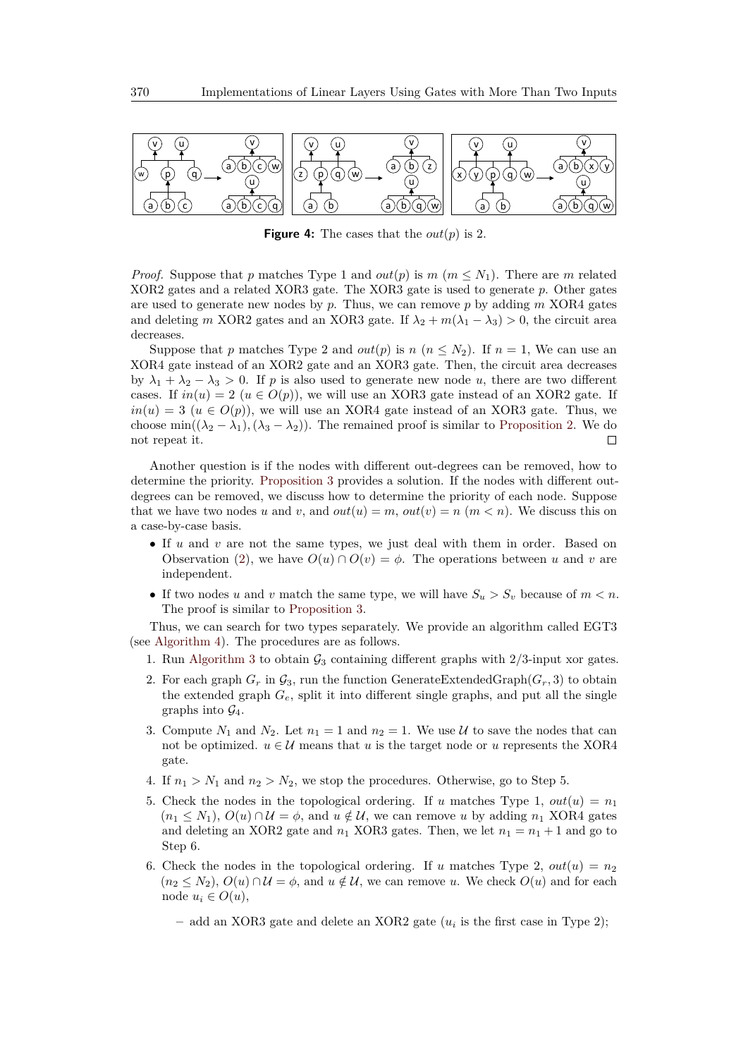**Figure 4:** The cases that the $out(p)$ is 2.

*Proof.* Suppose that $p$ matches Type 1 and $out(p)$ is $m$ ($m \leq N_1$). There are $m$ related XOR2 gates and a related XOR3 gate. The XOR3 gate is used to generate $p$. Other gates are used to generate new nodes by $p$. Thus, we can remove $p$ by adding $m$ XOR4 gates and deleting $m$ XOR2 gates and an XOR3 gate. If $\lambda_2 + m(\lambda_1 - \lambda_3) > 0$, the circuit area decreases.

Suppose that $p$ matches Type 2 and $out(p)$ is $n$ ($n \leq N_2$). If $n = 1$, We can use an XOR4 gate instead of an XOR2 gate and an XOR3 gate. Then, the circuit area decreases by $\lambda_1 + \lambda_2 - \lambda_3 > 0$. If $p$ is also used to generate new node $u$, there are two different cases. If $in(u) = 2$ ($u \in O(p)$), we will use an XOR3 gate instead of an XOR2 gate. If $in(u) = 3$ ($u \in O(p)$), we will use an XOR4 gate instead of an XOR3 gate. Thus, we choose $\min((\lambda_2 - \lambda_1), (\lambda_3 - \lambda_2))$. The remained proof is similar to Proposition 2. We do not repeat it. □

Another question is if the nodes with different out-degrees can be removed, how to determine the priority. Proposition 3 provides a solution. If the nodes with different out-degrees can be removed, we discuss how to determine the priority of each node. Suppose that we have two nodes $u$ and $v$, and $out(u) = m$, $out(v) = n$ ($m < n$). We discuss this on a case-by-case basis.

- If $u$ and $v$ are not the same types, we just deal with them in order. Based on Observation (2), we have $O(u) \cap O(v) = \phi$. The operations between $u$ and $v$ are independent.
- If two nodes $u$ and $v$ match the same type, we will have $S_u > S_v$ because of $m < n$. The proof is similar to Proposition 3.

Thus, we can search for two types separately. We provide an algorithm called EGT3 (see Algorithm 4). The procedures are as follows.

1. Run Algorithm 3 to obtain $\mathcal{G}_3$ containing different graphs with 2/3-input xor gates.
2. For each graph $G_r$ in $\mathcal{G}_3$, run the function GenerateExtendedGraph($G_r$, 3) to obtain the extended graph $G_e$, split it into different single graphs, and put all the single graphs into $\mathcal{G}_4$.
3. Compute $N_1$ and $N_2$. Let $n_1 = 1$ and $n_2 = 1$. We use $\mathcal{U}$ to save the nodes that can not be optimized. $u \in \mathcal{U}$ means that $u$ is the target node or $u$ represents the XOR4 gate.
4. If $n_1 > N_1$ and $n_2 > N_2$, we stop the procedures. Otherwise, go to Step 5.
5. Check the nodes in the topological ordering. If $u$ matches Type 1, $out(u) = n_1$ ($n_1 \leq N_1$), $O(u) \cap \mathcal{U} = \phi$, and $u \notin \mathcal{U}$, we can remove $u$ by adding $n_1$ XOR4 gates and deleting an XOR2 gate and $n_1$ XOR3 gates. Then, we let $n_1 = n_1 + 1$ and go to Step 6.
6. Check the nodes in the topological ordering. If $u$ matches Type 2, $out(u) = n_2$ ($n_2 \leq N_2$), $O(u) \cap \mathcal{U} = \phi$, and $u \notin \mathcal{U}$, we can remove $u$. We check $O(u)$ and for each node $u_i \in O(u)$,
   - add an XOR3 gate and delete an XOR2 gate ($u_i$ is the first case in Type 2);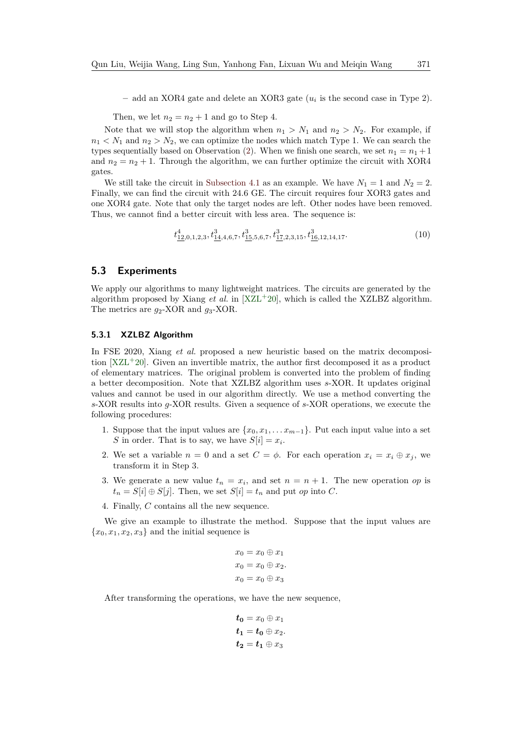– add an XOR4 gate and delete an XOR3 gate ($u_i$ is the second case in Type 2).

Then, we let $n_2 = n_2 + 1$ and go to Step 4.

Note that we will stop the algorithm when $n_1 > N_1$ and $n_2 > N_2$. For example, if $n_1 < N_1$ and $n_2 > N_2$, we can optimize the nodes which match Type 1. We can search the types sequentially based on Observation (2). When we finish one search, we set $n_1 = n_1 + 1$ and $n_2 = n_2 + 1$. Through the algorithm, we can further optimize the circuit with XOR4 gates.

We still take the circuit in Subsection 4.1 as an example. We have $N_1 = 1$ and $N_2 = 2$. Finally, we can find the circuit with 24.6 GE. The circuit requires four XOR3 gates and one XOR4 gate. Note that only the target nodes are left. Other nodes have been removed. Thus, we cannot find a better circuit with less area. The sequence is:

$$t^4_{\underline{12},0,1,2,3}, t^3_{\underline{14},4,6,7}, t^3_{\underline{15},5,6,7}, t^3_{\underline{17},2,3,15}, t^3_{\underline{16},12,14,17}. \tag{10}$$

## 5.3 Experiments

We apply our algorithms to many lightweight matrices. The circuits are generated by the algorithm proposed by Xiang *et al.* in [XZL+20], which is called the XZLBZ algorithm. The metrics are $g_2$-XOR and $g_3$-XOR.

### 5.3.1 XZLBZ Algorithm

In FSE 2020, Xiang *et al.* proposed a new heuristic based on the matrix decomposition [XZL+20]. Given an invertible matrix, the author first decomposed it as a product of elementary matrices. The original problem is converted into the problem of finding a better decomposition. Note that XZLBZ algorithm uses $s$-XOR. It updates original values and cannot be used in our algorithm directly. We use a method converting the $s$-XOR results into $g$-XOR results. Given a sequence of $s$-XOR operations, we execute the following procedures:

1. Suppose that the input values are $\{x_0, x_1, \dots x_{m-1}\}$. Put each input value into a set $S$ in order. That is to say, we have $S[i] = x_i$.
2. We set a variable $n = 0$ and a set $C = \phi$. For each operation $x_i = x_i \oplus x_j$, we transform it in Step 3.
3. We generate a new value $t_n = x_i$, and set $n = n + 1$. The new operation $op$ is $t_n = S[i] \oplus S[j]$. Then, we set $S[i] = t_n$ and put $op$ into $C$.
4. Finally, $C$ contains all the new sequence.

We give an example to illustrate the method. Suppose that the input values are $\{x_0, x_1, x_2, x_3\}$ and the initial sequence is

$$\begin{aligned} x_0 &= x_0 \oplus x_1 \\ x_0 &= x_0 \oplus x_2. \\ x_0 &= x_0 \oplus x_3 \end{aligned}$$

After transforming the operations, we have the new sequence,

$$\begin{aligned} \boldsymbol{t_0} &= x_0 \oplus x_1 \\ \boldsymbol{t_1} &= \boldsymbol{t_0} \oplus x_2. \\ \boldsymbol{t_2} &= \boldsymbol{t_1} \oplus x_3 \end{aligned}$$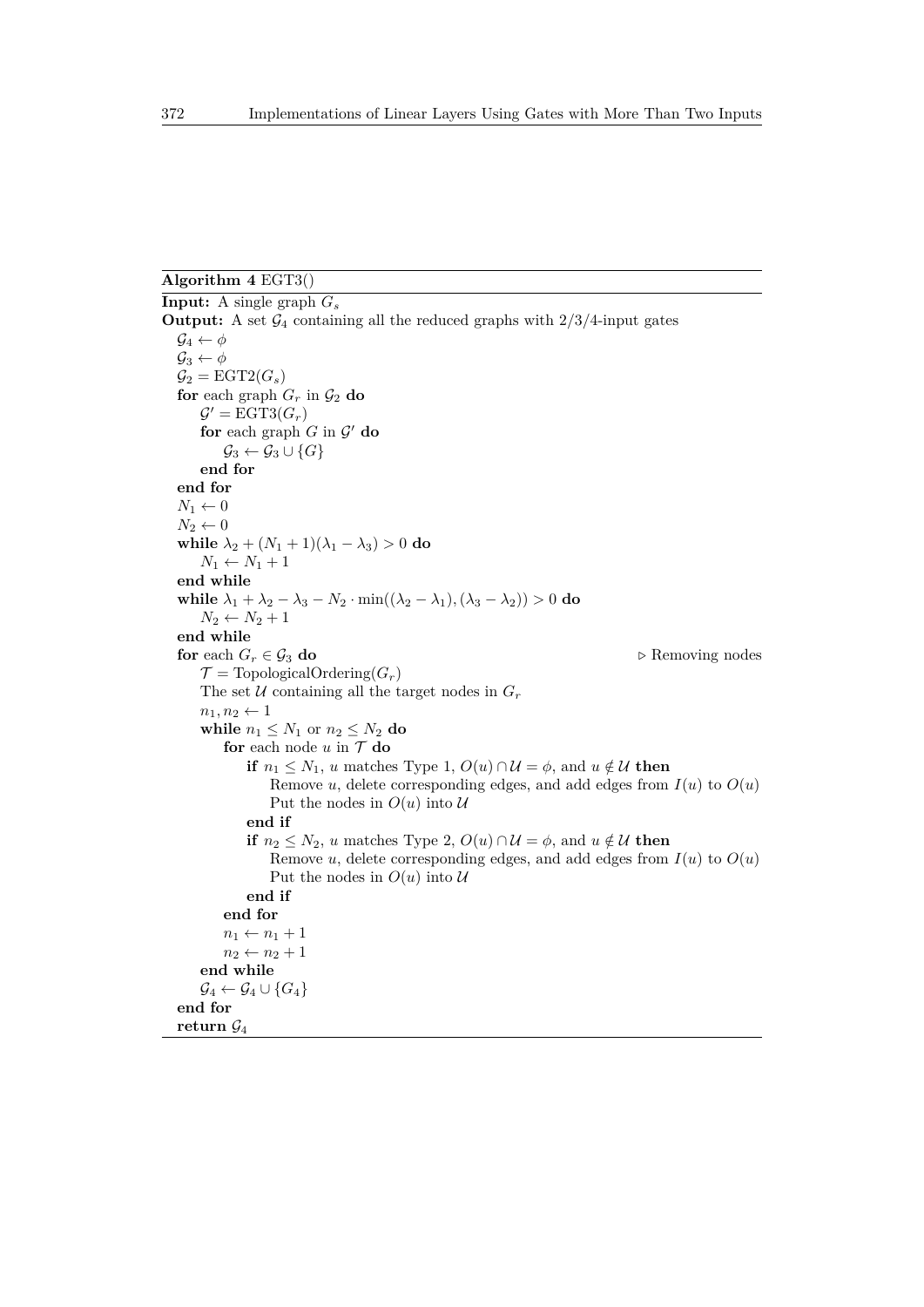**Algorithm 4** EGT3()

**Input:** A single graph $G_s$

**Output:** A set $\mathcal{G}_4$ containing all the reduced graphs with 2/3/4-input gates

```
𝒢₄ ← ϕ
𝒢₃ ← ϕ
𝒢₂ = EGT2(G_s)
for each graph G_r in 𝒢₂ do
    𝒢′ = EGT3(G_r)
    for each graph G in 𝒢′ do
        𝒢₃ ← 𝒢₃ ∪ {G}
    end for
end for
N₁ ← 0
N₂ ← 0
while λ₂ + (N₁ + 1)(λ₁ − λ₃) > 0 do
    N₁ ← N₁ + 1
end while
while λ₁ + λ₂ − λ₃ − N₂ · min((λ₂ − λ₁), (λ₃ − λ₂)) > 0 do
    N₂ ← N₂ + 1
end while
for each G_r ∈ 𝒢₃ do                                    ▷ Removing nodes
    𝒯 = TopologicalOrdering(G_r)
    The set 𝒰 containing all the target nodes in G_r
    n₁, n₂ ← 1
    while n₁ ≤ N₁ or n₂ ≤ N₂ do
        for each node u in 𝒯 do
            if n₁ ≤ N₁, u matches Type 1, O(u) ∩ 𝒰 = ϕ, and u ∉ 𝒰 then
                Remove u, delete corresponding edges, and add edges from I(u) to O(u)
                Put the nodes in O(u) into 𝒰
            end if
            if n₂ ≤ N₂, u matches Type 2, O(u) ∩ 𝒰 = ϕ, and u ∉ 𝒰 then
                Remove u, delete corresponding edges, and add edges from I(u) to O(u)
                Put the nodes in O(u) into 𝒰
            end if
        end for
        n₁ ← n₁ + 1
        n₂ ← n₂ + 1
    end while
    𝒢₄ ← 𝒢₄ ∪ {G₄}
end for
return 𝒢₄
```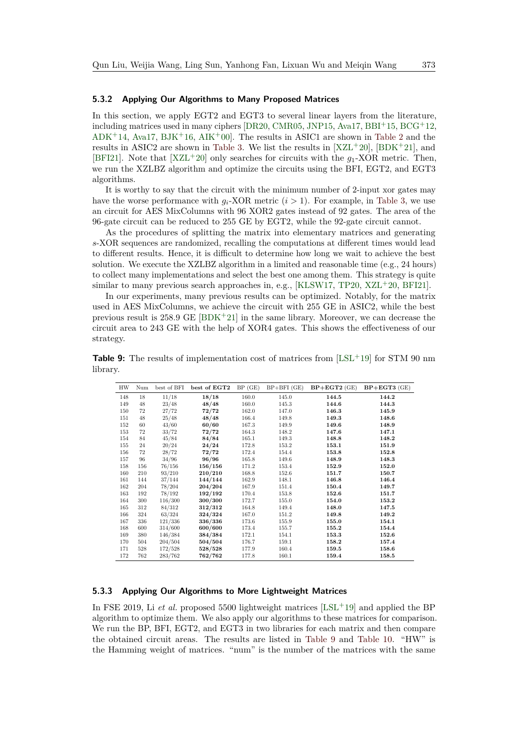### 5.3.2 Applying Our Algorithms to Many Proposed Matrices

In this section, we apply EGT2 and EGT3 to several linear layers from the literature, including matrices used in many ciphers [DR20, CMR05, JNP15, Ava17, BBI+15, BCG+12, ADK+14, Ava17, BJK+16, AIK+00]. The results in ASIC1 are shown in Table 2 and the results in ASIC2 are shown in Table 3. We list the results in [XZL+20], [BDK+21], and [BFI21]. Note that [XZL+20] only searches for circuits with the $g_1$-XOR metric. Then, we run the XZLBZ algorithm and optimize the circuits using the BFI, EGT2, and EGT3 algorithms.

It is worthy to say that the circuit with the minimum number of 2-input xor gates may have the worse performance with $g_i$-XOR metric ($i > 1$). For example, in Table 3, we use an circuit for AES MixColumns with 96 XOR2 gates instead of 92 gates. The area of the 96-gate circuit can be reduced to 255 GE by EGT2, while the 92-gate circuit cannot.

As the procedures of splitting the matrix into elementary matrices and generating $s$-XOR sequences are randomized, recalling the computations at different times would lead to different results. Hence, it is difficult to determine how long we wait to achieve the best solution. We execute the XZLBZ algorithm in a limited and reasonable time (e.g., 24 hours) to collect many implementations and select the best one among them. This strategy is quite similar to many previous search approaches in, e.g., [KLSW17, TP20, XZL+20, BFI21].

In our experiments, many previous results can be optimized. Notably, for the matrix used in AES MixColumns, we achieve the circuit with 255 GE in ASIC2, while the best previous result is 258.9 GE [BDK+21] in the same library. Moreover, we can decrease the circuit area to 243 GE with the help of XOR4 gates. This shows the effectiveness of our strategy.

**Table 9:** The results of implementation cost of matrices from [LSL+19] for STM 90 nm library.

| HW | Num | best of BFI | **best of EGT2** | BP (GE) | BP+BFI (GE) | **BP+EGT2** (GE) | **BP+EGT3** (GE) |
|---|---|---|---|---|---|---|---|
| 148 | 18 | 11/18 | **18/18** | 160.0 | 145.0 | **144.5** | **144.2** |
| 149 | 48 | 23/48 | **48/48** | 160.0 | 145.3 | **144.6** | **144.3** |
| 150 | 72 | 27/72 | **72/72** | 162.0 | 147.0 | **146.3** | **145.9** |
| 151 | 48 | 25/48 | **48/48** | 166.4 | 149.8 | **149.3** | **148.6** |
| 152 | 60 | 43/60 | **60/60** | 167.3 | 149.9 | **149.6** | **148.9** |
| 153 | 72 | 33/72 | **72/72** | 164.3 | 148.2 | **147.6** | **147.1** |
| 154 | 84 | 45/84 | **84/84** | 165.1 | 149.3 | **148.8** | **148.2** |
| 155 | 24 | 20/24 | **24/24** | 172.8 | 153.2 | **153.1** | **151.9** |
| 156 | 72 | 28/72 | **72/72** | 172.4 | 154.4 | **153.8** | **152.8** |
| 157 | 96 | 34/96 | **96/96** | 165.8 | 149.6 | **148.9** | **148.3** |
| 158 | 156 | 76/156 | **156/156** | 171.2 | 153.4 | **152.9** | **152.0** |
| 160 | 210 | 93/210 | **210/210** | 168.8 | 152.6 | **151.7** | **150.7** |
| 161 | 144 | 37/144 | **144/144** | 162.9 | 148.1 | **146.8** | **146.4** |
| 162 | 204 | 78/204 | **204/204** | 167.9 | 151.4 | **150.4** | **149.7** |
| 163 | 192 | 78/192 | **192/192** | 170.4 | 153.8 | **152.6** | **151.7** |
| 164 | 300 | 116/300 | **300/300** | 172.7 | 155.0 | **154.0** | **153.2** |
| 165 | 312 | 84/312 | **312/312** | 164.8 | 149.4 | **148.0** | **147.5** |
| 166 | 324 | 63/324 | **324/324** | 167.0 | 151.2 | **149.8** | **149.2** |
| 167 | 336 | 121/336 | **336/336** | 173.6 | 155.9 | **155.0** | **154.1** |
| 168 | 600 | 314/600 | **600/600** | 173.4 | 155.7 | **155.2** | **154.4** |
| 169 | 380 | 146/384 | **384/384** | 172.1 | 154.1 | **153.3** | **152.6** |
| 170 | 504 | 204/504 | **504/504** | 176.7 | 159.1 | **158.2** | **157.4** |
| 171 | 528 | 172/528 | **528/528** | 177.9 | 160.4 | **159.5** | **158.6** |
| 172 | 762 | 283/762 | **762/762** | 177.8 | 160.1 | **159.4** | **158.5** |

### 5.3.3 Applying Our Algorithms to More Lightweight Matrices

In FSE 2019, Li *et al.* proposed 5500 lightweight matrices [LSL+19] and applied the BP algorithm to optimize them. We also apply our algorithms to these matrices for comparison. We run the BP, BFI, EGT2, and EGT3 in two libraries for each matrix and then compare the obtained circuit areas. The results are listed in Table 9 and Table 10. "HW" is the Hamming weight of matrices. "num" is the number of the matrices with the same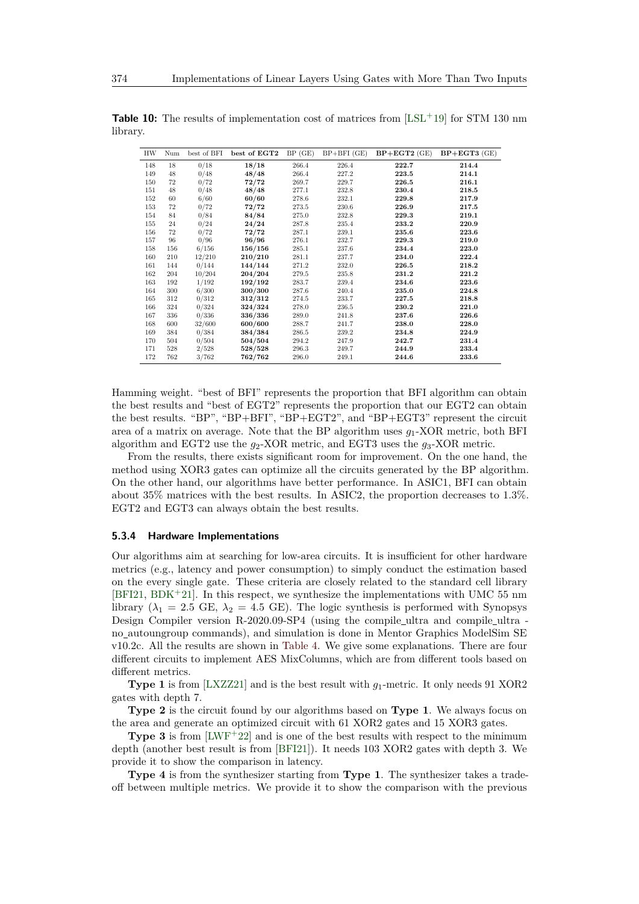**Table 10:** The results of implementation cost of matrices from [LSL+19] for STM 130 nm library.

| HW | Num | best of BFI | **best of EGT2** | BP (GE) | BP+BFI (GE) | **BP+EGT2** (GE) | **BP+EGT3** (GE) |
|---|---|---|---|---|---|---|---|
| 148 | 18 | 0/18 | **18/18** | 266.4 | 226.4 | **222.7** | **214.4** |
| 149 | 48 | 0/48 | **48/48** | 266.4 | 227.2 | **223.5** | **214.1** |
| 150 | 72 | 0/72 | **72/72** | 269.7 | 229.7 | **226.5** | **216.1** |
| 151 | 48 | 0/48 | **48/48** | 277.1 | 232.8 | **230.4** | **218.5** |
| 152 | 60 | 6/60 | **60/60** | 278.6 | 232.1 | **229.8** | **217.9** |
| 153 | 72 | 0/72 | **72/72** | 273.5 | 230.6 | **226.9** | **217.5** |
| 154 | 84 | 0/84 | **84/84** | 275.0 | 232.8 | **229.3** | **219.1** |
| 155 | 24 | 0/24 | **24/24** | 287.8 | 235.4 | **233.2** | **220.9** |
| 156 | 72 | 0/72 | **72/72** | 287.1 | 239.1 | **235.6** | **223.6** |
| 157 | 96 | 0/96 | **96/96** | 276.1 | 232.7 | **229.3** | **219.0** |
| 158 | 156 | 6/156 | **156/156** | 285.1 | 237.6 | **234.4** | **223.0** |
| 160 | 210 | 12/210 | **210/210** | 281.1 | 237.7 | **234.0** | **222.4** |
| 161 | 144 | 0/144 | **144/144** | 271.2 | 232.0 | **226.5** | **218.2** |
| 162 | 204 | 10/204 | **204/204** | 279.5 | 235.8 | **231.2** | **221.2** |
| 163 | 192 | 1/192 | **192/192** | 283.7 | 239.4 | **234.6** | **223.6** |
| 164 | 300 | 6/300 | **300/300** | 287.6 | 240.4 | **235.0** | **224.8** |
| 165 | 312 | 0/312 | **312/312** | 274.5 | 233.7 | **227.5** | **218.8** |
| 166 | 324 | 0/324 | **324/324** | 278.0 | 236.5 | **230.2** | **221.0** |
| 167 | 336 | 0/336 | **336/336** | 289.0 | 241.8 | **237.6** | **226.6** |
| 168 | 600 | 32/600 | **600/600** | 288.7 | 241.7 | **238.0** | **228.0** |
| 169 | 384 | 0/384 | **384/384** | 286.5 | 239.2 | **234.8** | **224.9** |
| 170 | 504 | 0/504 | **504/504** | 294.2 | 247.9 | **242.7** | **231.4** |
| 171 | 528 | 2/528 | **528/528** | 296.3 | 249.7 | **244.9** | **233.4** |
| 172 | 762 | 3/762 | **762/762** | 296.0 | 249.1 | **244.6** | **233.6** |

Hamming weight. "best of BFI" represents the proportion that BFI algorithm can obtain the best results and "best of EGT2" represents the proportion that our EGT2 can obtain the best results. "BP", "BP+BFI", "BP+EGT2", and "BP+EGT3" represent the circuit area of a matrix on average. Note that the BP algorithm uses $g_1$-XOR metric, both BFI algorithm and EGT2 use the $g_2$-XOR metric, and EGT3 uses the $g_3$-XOR metric.

From the results, there exists significant room for improvement. On the one hand, the method using XOR3 gates can optimize all the circuits generated by the BP algorithm. On the other hand, our algorithms have better performance. In ASIC1, BFI can obtain about 35% matrices with the best results. In ASIC2, the proportion decreases to 1.3%. EGT2 and EGT3 can always obtain the best results.

### 5.3.4 Hardware Implementations

Our algorithms aim at searching for low-area circuits. It is insufficient for other hardware metrics (e.g., latency and power consumption) to simply conduct the estimation based on the every single gate. These criteria are closely related to the standard cell library [BFI21, BDK+21]. In this respect, we synthesize the implementations with UMC 55 nm library ($\lambda_1$ = 2.5 GE, $\lambda_2$ = 4.5 GE). The logic synthesis is performed with Synopsys Design Compiler version R-2020.09-SP4 (using the compile_ultra and compile_ultra -no_autoungroup commands), and simulation is done in Mentor Graphics ModelSim SE v10.2c. All the results are shown in Table 4. We give some explanations. There are four different circuits to implement AES MixColumns, which are from different tools based on different metrics.

**Type 1** is from [LXZZ21] and is the best result with $g_1$-metric. It only needs 91 XOR2 gates with depth 7.

**Type 2** is the circuit found by our algorithms based on **Type 1**. We always focus on the area and generate an optimized circuit with 61 XOR2 gates and 15 XOR3 gates.

**Type 3** is from [LWF+22] and is one of the best results with respect to the minimum depth (another best result is from [BFI21]). It needs 103 XOR2 gates with depth 3. We provide it to show the comparison in latency.

**Type 4** is from the synthesizer starting from **Type 1**. The synthesizer takes a trade-off between multiple metrics. We provide it to show the comparison with the previous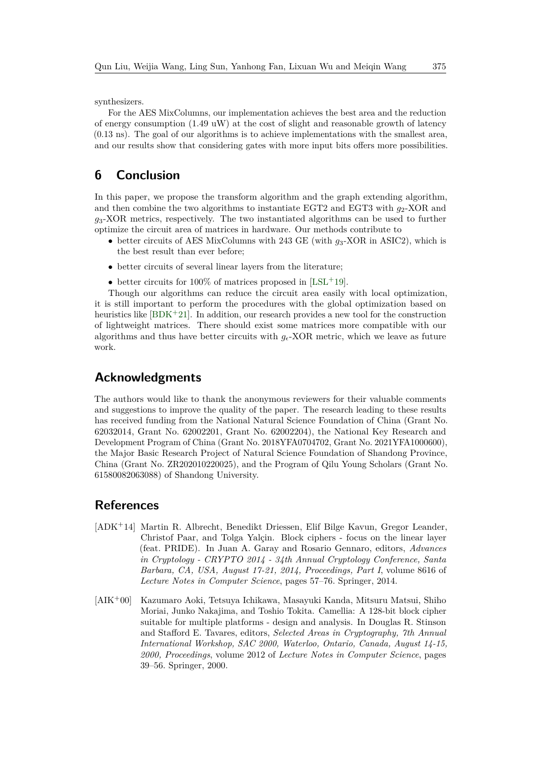synthesizers.

For the AES MixColumns, our implementation achieves the best area and the reduction of energy consumption (1.49 uW) at the cost of slight and reasonable growth of latency (0.13 ns). The goal of our algorithms is to achieve implementations with the smallest area, and our results show that considering gates with more input bits offers more possibilities.

# 6 Conclusion

In this paper, we propose the transform algorithm and the graph extending algorithm, and then combine the two algorithms to instantiate EGT2 and EGT3 with $g_2$-XOR and $g_3$-XOR metrics, respectively. The two instantiated algorithms can be used to further optimize the circuit area of matrices in hardware. Our methods contribute to

- better circuits of AES MixColumns with 243 GE (with $g_3$-XOR in ASIC2), which is the best result than ever before;
- better circuits of several linear layers from the literature;
- better circuits for 100% of matrices proposed in [LSL+19].

Though our algorithms can reduce the circuit area easily with local optimization, it is still important to perform the procedures with the global optimization based on heuristics like [BDK+21]. In addition, our research provides a new tool for the construction of lightweight matrices. There should exist some matrices more compatible with our algorithms and thus have better circuits with $g_e$-XOR metric, which we leave as future work.

# Acknowledgments

The authors would like to thank the anonymous reviewers for their valuable comments and suggestions to improve the quality of the paper. The research leading to these results has received funding from the National Natural Science Foundation of China (Grant No. 62032014, Grant No. 62002201, Grant No. 62002204), the National Key Research and Development Program of China (Grant No. 2018YFA0704702, Grant No. 2021YFA1000600), the Major Basic Research Project of Natural Science Foundation of Shandong Province, China (Grant No. ZR202010220025), and the Program of Qilu Young Scholars (Grant No. 61580082063088) of Shandong University.

# References

[ADK+14] Martin R. Albrecht, Benedikt Driessen, Elif Bilge Kavun, Gregor Leander, Christof Paar, and Tolga Yalçin. Block ciphers - focus on the linear layer (feat. PRIDE). In Juan A. Garay and Rosario Gennaro, editors, *Advances in Cryptology - CRYPTO 2014 - 34th Annual Cryptology Conference, Santa Barbara, CA, USA, August 17-21, 2014, Proceedings, Part I*, volume 8616 of *Lecture Notes in Computer Science*, pages 57–76. Springer, 2014.

[AIK+00] Kazumaro Aoki, Tetsuya Ichikawa, Masayuki Kanda, Mitsuru Matsui, Shiho Moriai, Junko Nakajima, and Toshio Tokita. Camellia: A 128-bit block cipher suitable for multiple platforms - design and analysis. In Douglas R. Stinson and Stafford E. Tavares, editors, *Selected Areas in Cryptography, 7th Annual International Workshop, SAC 2000, Waterloo, Ontario, Canada, August 14-15, 2000, Proceedings*, volume 2012 of *Lecture Notes in Computer Science*, pages 39–56. Springer, 2000.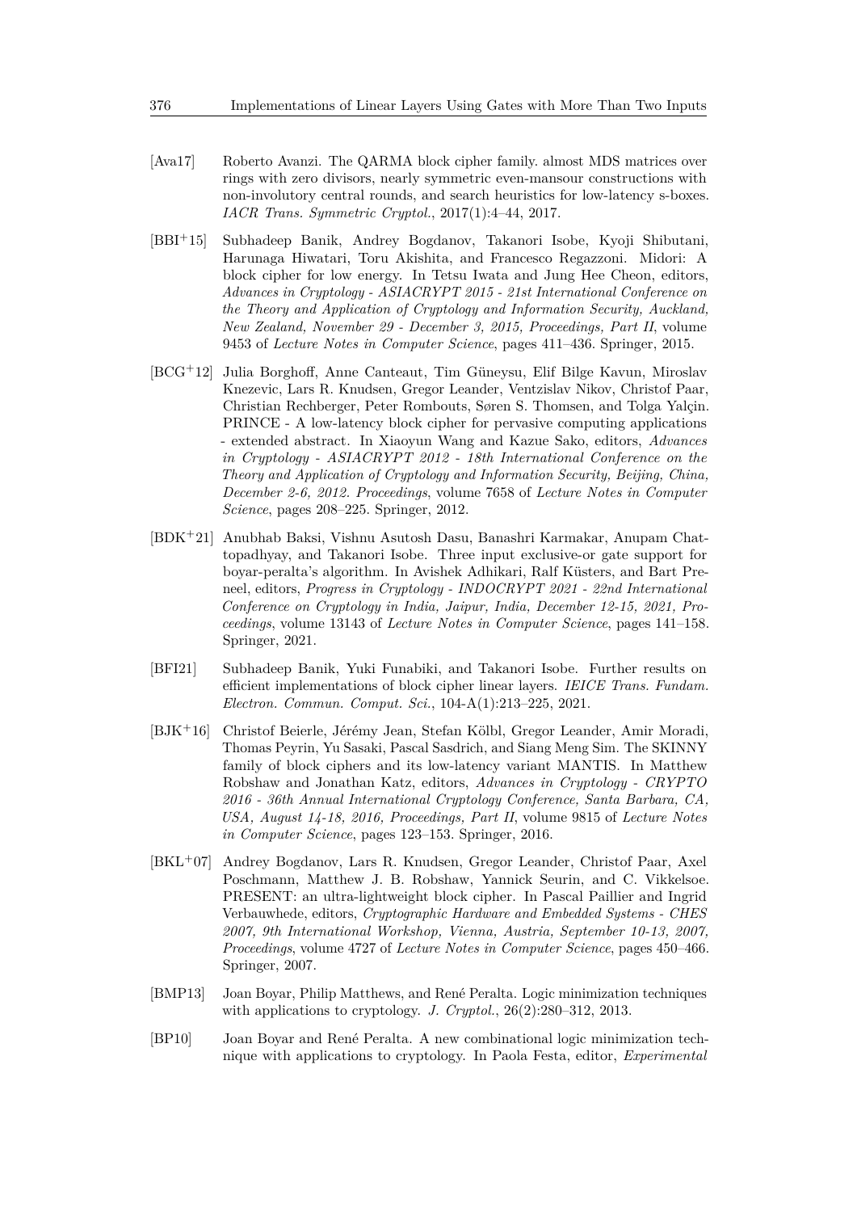[Ava17] Roberto Avanzi. The QARMA block cipher family. almost MDS matrices over rings with zero divisors, nearly symmetric even-mansour constructions with non-involutory central rounds, and search heuristics for low-latency s-boxes. *IACR Trans. Symmetric Cryptol.*, 2017(1):4–44, 2017.

[BBI+15] Subhadeep Banik, Andrey Bogdanov, Takanori Isobe, Kyoji Shibutani, Harunaga Hiwatari, Toru Akishita, and Francesco Regazzoni. Midori: A block cipher for low energy. In Tetsu Iwata and Jung Hee Cheon, editors, *Advances in Cryptology - ASIACRYPT 2015 - 21st International Conference on the Theory and Application of Cryptology and Information Security, Auckland, New Zealand, November 29 - December 3, 2015, Proceedings, Part II*, volume 9453 of *Lecture Notes in Computer Science*, pages 411–436. Springer, 2015.

[BCG+12] Julia Borghoff, Anne Canteaut, Tim Güneysu, Elif Bilge Kavun, Miroslav Knezevic, Lars R. Knudsen, Gregor Leander, Ventzislav Nikov, Christof Paar, Christian Rechberger, Peter Rombouts, Søren S. Thomsen, and Tolga Yalçin. PRINCE - A low-latency block cipher for pervasive computing applications - extended abstract. In Xiaoyun Wang and Kazue Sako, editors, *Advances in Cryptology - ASIACRYPT 2012 - 18th International Conference on the Theory and Application of Cryptology and Information Security, Beijing, China, December 2-6, 2012. Proceedings*, volume 7658 of *Lecture Notes in Computer Science*, pages 208–225. Springer, 2012.

[BDK+21] Anubhab Baksi, Vishnu Asutosh Dasu, Banashri Karmakar, Anupam Chattopadhyay, and Takanori Isobe. Three input exclusive-or gate support for boyar-peralta's algorithm. In Avishek Adhikari, Ralf Küsters, and Bart Preneel, editors, *Progress in Cryptology - INDOCRYPT 2021 - 22nd International Conference on Cryptology in India, Jaipur, India, December 12-15, 2021, Proceedings*, volume 13143 of *Lecture Notes in Computer Science*, pages 141–158. Springer, 2021.

[BFI21] Subhadeep Banik, Yuki Funabiki, and Takanori Isobe. Further results on efficient implementations of block cipher linear layers. *IEICE Trans. Fundam. Electron. Commun. Comput. Sci.*, 104-A(1):213–225, 2021.

[BJK+16] Christof Beierle, Jérémy Jean, Stefan Kölbl, Gregor Leander, Amir Moradi, Thomas Peyrin, Yu Sasaki, Pascal Sasdrich, and Siang Meng Sim. The SKINNY family of block ciphers and its low-latency variant MANTIS. In Matthew Robshaw and Jonathan Katz, editors, *Advances in Cryptology - CRYPTO 2016 - 36th Annual International Cryptology Conference, Santa Barbara, CA, USA, August 14-18, 2016, Proceedings, Part II*, volume 9815 of *Lecture Notes in Computer Science*, pages 123–153. Springer, 2016.

[BKL+07] Andrey Bogdanov, Lars R. Knudsen, Gregor Leander, Christof Paar, Axel Poschmann, Matthew J. B. Robshaw, Yannick Seurin, and C. Vikkelsoe. PRESENT: an ultra-lightweight block cipher. In Pascal Paillier and Ingrid Verbauwhede, editors, *Cryptographic Hardware and Embedded Systems - CHES 2007, 9th International Workshop, Vienna, Austria, September 10-13, 2007, Proceedings*, volume 4727 of *Lecture Notes in Computer Science*, pages 450–466. Springer, 2007.

[BMP13] Joan Boyar, Philip Matthews, and René Peralta. Logic minimization techniques with applications to cryptology. *J. Cryptol.*, 26(2):280–312, 2013.

[BP10] Joan Boyar and René Peralta. A new combinational logic minimization technique with applications to cryptology. In Paola Festa, editor, *Experimental*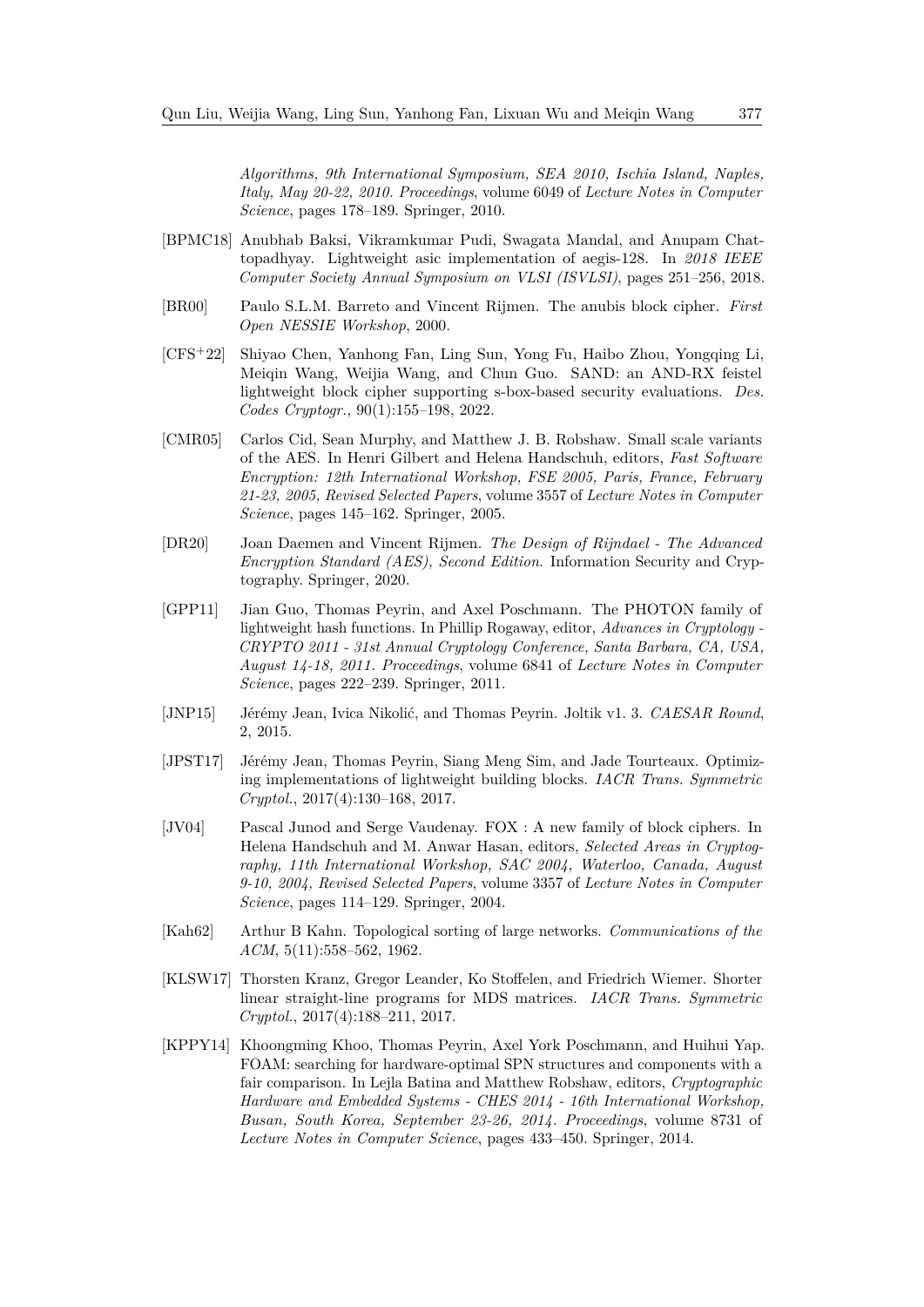*Algorithms, 9th International Symposium, SEA 2010, Ischia Island, Naples, Italy, May 20-22, 2010. Proceedings*, volume 6049 of *Lecture Notes in Computer Science*, pages 178–189. Springer, 2010.

[BPMC18] Anubhab Baksi, Vikramkumar Pudi, Swagata Mandal, and Anupam Chattopadhyay. Lightweight asic implementation of aegis-128. In *2018 IEEE Computer Society Annual Symposium on VLSI (ISVLSI)*, pages 251–256, 2018.

[BR00] Paulo S.L.M. Barreto and Vincent Rijmen. The anubis block cipher. *First Open NESSIE Workshop*, 2000.

[CFS+22] Shiyao Chen, Yanhong Fan, Ling Sun, Yong Fu, Haibo Zhou, Yongqing Li, Meiqin Wang, Weijia Wang, and Chun Guo. SAND: an AND-RX feistel lightweight block cipher supporting s-box-based security evaluations. *Des. Codes Cryptogr.*, 90(1):155–198, 2022.

[CMR05] Carlos Cid, Sean Murphy, and Matthew J. B. Robshaw. Small scale variants of the AES. In Henri Gilbert and Helena Handschuh, editors, *Fast Software Encryption: 12th International Workshop, FSE 2005, Paris, France, February 21-23, 2005, Revised Selected Papers*, volume 3557 of *Lecture Notes in Computer Science*, pages 145–162. Springer, 2005.

[DR20] Joan Daemen and Vincent Rijmen. *The Design of Rijndael - The Advanced Encryption Standard (AES), Second Edition*. Information Security and Cryptography. Springer, 2020.

[GPP11] Jian Guo, Thomas Peyrin, and Axel Poschmann. The PHOTON family of lightweight hash functions. In Phillip Rogaway, editor, *Advances in Cryptology - CRYPTO 2011 - 31st Annual Cryptology Conference, Santa Barbara, CA, USA, August 14-18, 2011. Proceedings*, volume 6841 of *Lecture Notes in Computer Science*, pages 222–239. Springer, 2011.

[JNP15] Jérémy Jean, Ivica Nikolić, and Thomas Peyrin. Joltik v1. 3. *CAESAR Round*, 2, 2015.

[JPST17] Jérémy Jean, Thomas Peyrin, Siang Meng Sim, and Jade Tourteaux. Optimizing implementations of lightweight building blocks. *IACR Trans. Symmetric Cryptol.*, 2017(4):130–168, 2017.

[JV04] Pascal Junod and Serge Vaudenay. FOX : A new family of block ciphers. In Helena Handschuh and M. Anwar Hasan, editors, *Selected Areas in Cryptography, 11th International Workshop, SAC 2004, Waterloo, Canada, August 9-10, 2004, Revised Selected Papers*, volume 3357 of *Lecture Notes in Computer Science*, pages 114–129. Springer, 2004.

[Kah62] Arthur B Kahn. Topological sorting of large networks. *Communications of the ACM*, 5(11):558–562, 1962.

[KLSW17] Thorsten Kranz, Gregor Leander, Ko Stoffelen, and Friedrich Wiemer. Shorter linear straight-line programs for MDS matrices. *IACR Trans. Symmetric Cryptol.*, 2017(4):188–211, 2017.

[KPPY14] Khoongming Khoo, Thomas Peyrin, Axel York Poschmann, and Huihui Yap. FOAM: searching for hardware-optimal SPN structures and components with a fair comparison. In Lejla Batina and Matthew Robshaw, editors, *Cryptographic Hardware and Embedded Systems - CHES 2014 - 16th International Workshop, Busan, South Korea, September 23-26, 2014. Proceedings*, volume 8731 of *Lecture Notes in Computer Science*, pages 433–450. Springer, 2014.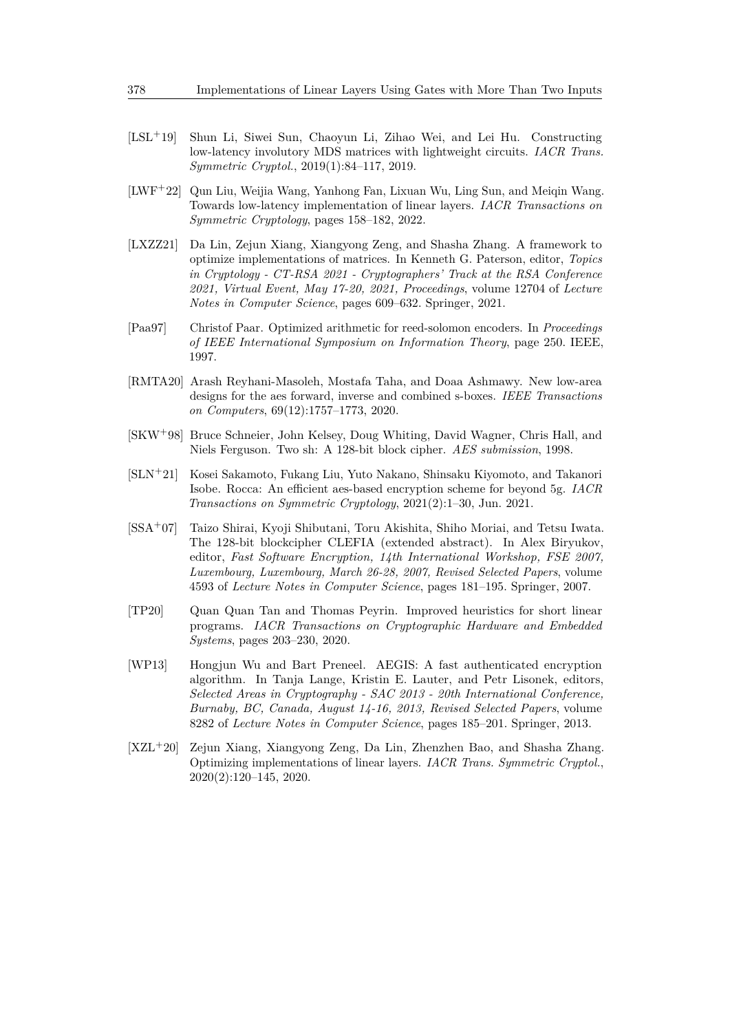[LSL+19] Shun Li, Siwei Sun, Chaoyun Li, Zihao Wei, and Lei Hu. Constructing low-latency involutory MDS matrices with lightweight circuits. *IACR Trans. Symmetric Cryptol.*, 2019(1):84–117, 2019.

[LWF+22] Qun Liu, Weijia Wang, Yanhong Fan, Lixuan Wu, Ling Sun, and Meiqin Wang. Towards low-latency implementation of linear layers. *IACR Transactions on Symmetric Cryptology*, pages 158–182, 2022.

[LXZZ21] Da Lin, Zejun Xiang, Xiangyong Zeng, and Shasha Zhang. A framework to optimize implementations of matrices. In Kenneth G. Paterson, editor, *Topics in Cryptology - CT-RSA 2021 - Cryptographers' Track at the RSA Conference 2021, Virtual Event, May 17-20, 2021, Proceedings*, volume 12704 of *Lecture Notes in Computer Science*, pages 609–632. Springer, 2021.

[Paa97] Christof Paar. Optimized arithmetic for reed-solomon encoders. In *Proceedings of IEEE International Symposium on Information Theory*, page 250. IEEE, 1997.

[RMTA20] Arash Reyhani-Masoleh, Mostafa Taha, and Doaa Ashmawy. New low-area designs for the aes forward, inverse and combined s-boxes. *IEEE Transactions on Computers*, 69(12):1757–1773, 2020.

[SKW+98] Bruce Schneier, John Kelsey, Doug Whiting, David Wagner, Chris Hall, and Niels Ferguson. Two sh: A 128-bit block cipher. *AES submission*, 1998.

[SLN+21] Kosei Sakamoto, Fukang Liu, Yuto Nakano, Shinsaku Kiyomoto, and Takanori Isobe. Rocca: An efficient aes-based encryption scheme for beyond 5g. *IACR Transactions on Symmetric Cryptology*, 2021(2):1–30, Jun. 2021.

[SSA+07] Taizo Shirai, Kyoji Shibutani, Toru Akishita, Shiho Moriai, and Tetsu Iwata. The 128-bit blockcipher CLEFIA (extended abstract). In Alex Biryukov, editor, *Fast Software Encryption, 14th International Workshop, FSE 2007, Luxembourg, Luxembourg, March 26-28, 2007, Revised Selected Papers*, volume 4593 of *Lecture Notes in Computer Science*, pages 181–195. Springer, 2007.

[TP20] Quan Quan Tan and Thomas Peyrin. Improved heuristics for short linear programs. *IACR Transactions on Cryptographic Hardware and Embedded Systems*, pages 203–230, 2020.

[WP13] Hongjun Wu and Bart Preneel. AEGIS: A fast authenticated encryption algorithm. In Tanja Lange, Kristin E. Lauter, and Petr Lisonek, editors, *Selected Areas in Cryptography - SAC 2013 - 20th International Conference, Burnaby, BC, Canada, August 14-16, 2013, Revised Selected Papers*, volume 8282 of *Lecture Notes in Computer Science*, pages 185–201. Springer, 2013.

[XZL+20] Zejun Xiang, Xiangyong Zeng, Da Lin, Zhenzhen Bao, and Shasha Zhang. Optimizing implementations of linear layers. *IACR Trans. Symmetric Cryptol.*, 2020(2):120–145, 2020.